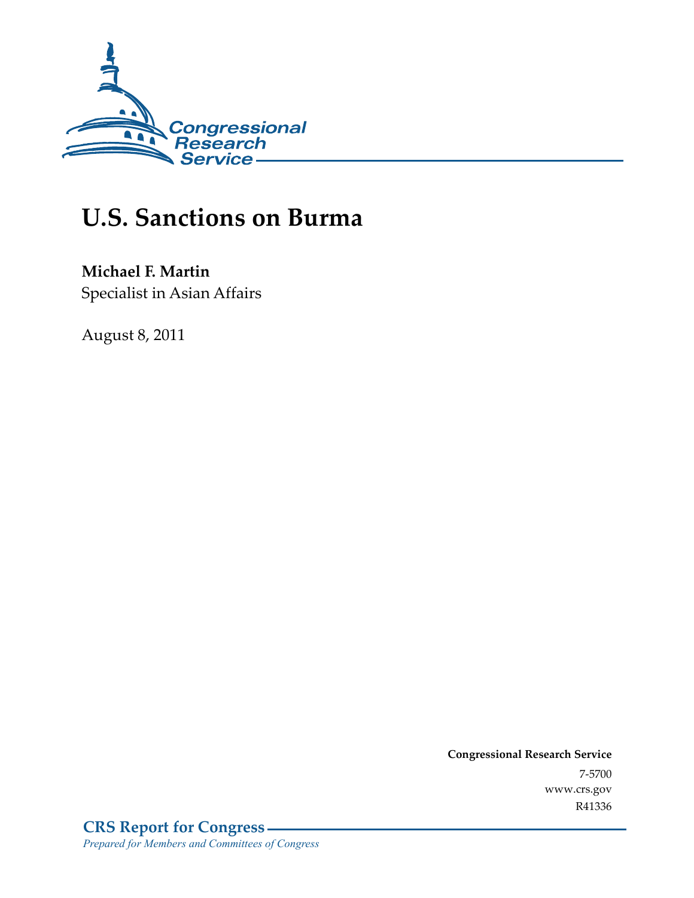Congressional Research Service

# U.S. Sanctions on Burma

**Michael F. Martin**
Specialist in Asian Affairs

August 8, 2011

**Congressional Research Service**
7-5700
www.crs.gov
R41336

**CRS Report for Congress**
*Prepared for Members and Committees of Congress*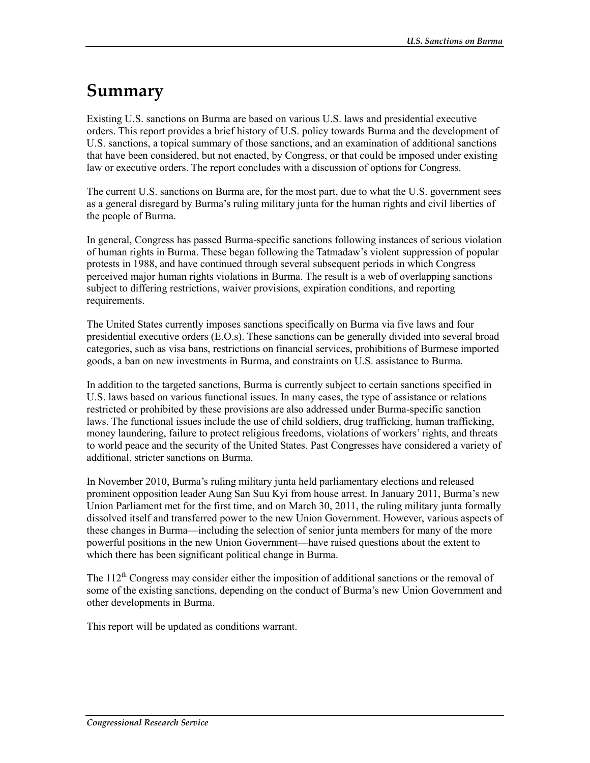# Summary

Existing U.S. sanctions on Burma are based on various U.S. laws and presidential executive orders. This report provides a brief history of U.S. policy towards Burma and the development of U.S. sanctions, a topical summary of those sanctions, and an examination of additional sanctions that have been considered, but not enacted, by Congress, or that could be imposed under existing law or executive orders. The report concludes with a discussion of options for Congress.

The current U.S. sanctions on Burma are, for the most part, due to what the U.S. government sees as a general disregard by Burma's ruling military junta for the human rights and civil liberties of the people of Burma.

In general, Congress has passed Burma-specific sanctions following instances of serious violation of human rights in Burma. These began following the Tatmadaw's violent suppression of popular protests in 1988, and have continued through several subsequent periods in which Congress perceived major human rights violations in Burma. The result is a web of overlapping sanctions subject to differing restrictions, waiver provisions, expiration conditions, and reporting requirements.

The United States currently imposes sanctions specifically on Burma via five laws and four presidential executive orders (E.O.s). These sanctions can be generally divided into several broad categories, such as visa bans, restrictions on financial services, prohibitions of Burmese imported goods, a ban on new investments in Burma, and constraints on U.S. assistance to Burma.

In addition to the targeted sanctions, Burma is currently subject to certain sanctions specified in U.S. laws based on various functional issues. In many cases, the type of assistance or relations restricted or prohibited by these provisions are also addressed under Burma-specific sanction laws. The functional issues include the use of child soldiers, drug trafficking, human trafficking, money laundering, failure to protect religious freedoms, violations of workers' rights, and threats to world peace and the security of the United States. Past Congresses have considered a variety of additional, stricter sanctions on Burma.

In November 2010, Burma's ruling military junta held parliamentary elections and released prominent opposition leader Aung San Suu Kyi from house arrest. In January 2011, Burma's new Union Parliament met for the first time, and on March 30, 2011, the ruling military junta formally dissolved itself and transferred power to the new Union Government. However, various aspects of these changes in Burma—including the selection of senior junta members for many of the more powerful positions in the new Union Government—have raised questions about the extent to which there has been significant political change in Burma.

The 112th Congress may consider either the imposition of additional sanctions or the removal of some of the existing sanctions, depending on the conduct of Burma's new Union Government and other developments in Burma.

This report will be updated as conditions warrant.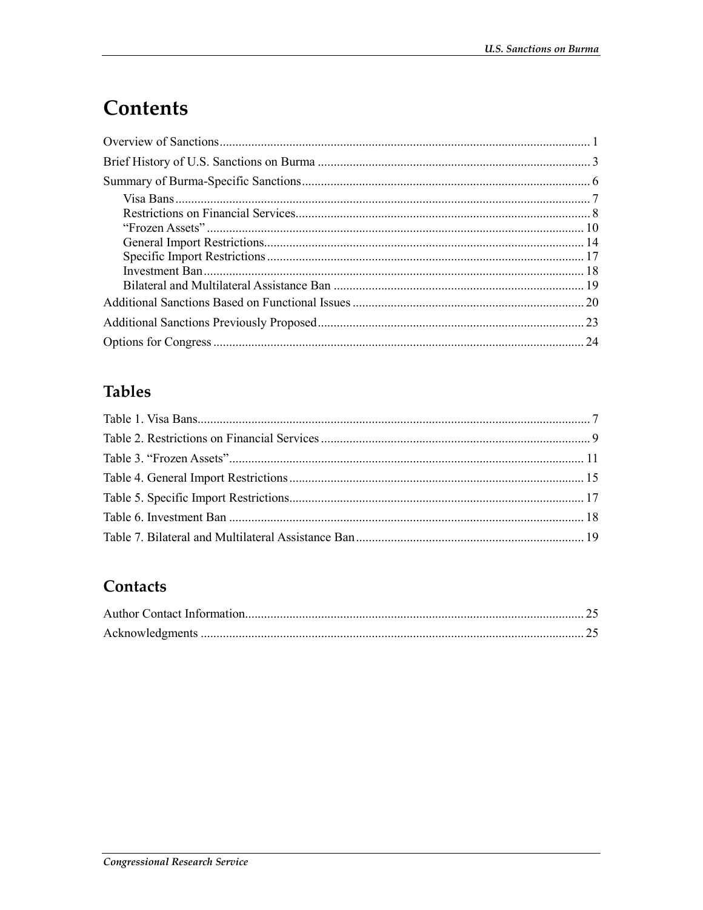# Contents

Overview of Sanctions .................................................................................................................... 1

Brief History of U.S. Sanctions on Burma ..................................................................................... 3

Summary of Burma-Specific Sanctions .......................................................................................... 6

- Visa Bans .................................................................................................................................. 7
- Restrictions on Financial Services............................................................................................ 8
- "Frozen Assets" ...................................................................................................................... 10
- General Import Restrictions.................................................................................................... 14
- Specific Import Restrictions ................................................................................................... 17
- Investment Ban ....................................................................................................................... 18
- Bilateral and Multilateral Assistance Ban .............................................................................. 19

Additional Sanctions Based on Functional Issues ......................................................................... 20

Additional Sanctions Previously Proposed .................................................................................... 23

Options for Congress .................................................................................................................... 24

## Tables

Table 1. Visa Bans........................................................................................................................... 7

Table 2. Restrictions on Financial Services .................................................................................... 9

Table 3. "Frozen Assets"................................................................................................................ 11

Table 4. General Import Restrictions ............................................................................................ 15

Table 5. Specific Import Restrictions............................................................................................ 17

Table 6. Investment Ban ............................................................................................................... 18

Table 7. Bilateral and Multilateral Assistance Ban ....................................................................... 19

## Contacts

Author Contact Information.......................................................................................................... 25

Acknowledgments ........................................................................................................................ 25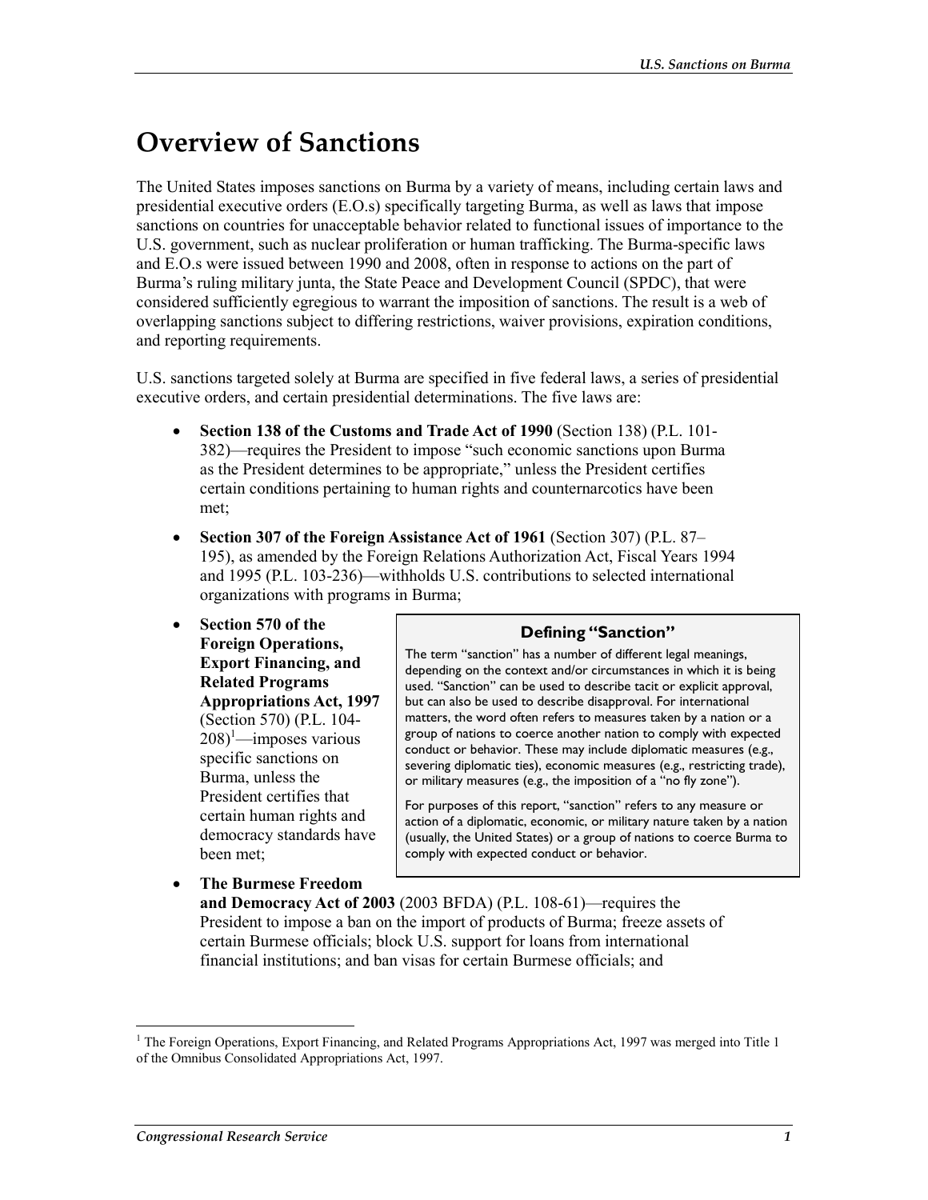# Overview of Sanctions

The United States imposes sanctions on Burma by a variety of means, including certain laws and presidential executive orders (E.O.s) specifically targeting Burma, as well as laws that impose sanctions on countries for unacceptable behavior related to functional issues of importance to the U.S. government, such as nuclear proliferation or human trafficking. The Burma-specific laws and E.O.s were issued between 1990 and 2008, often in response to actions on the part of Burma's ruling military junta, the State Peace and Development Council (SPDC), that were considered sufficiently egregious to warrant the imposition of sanctions. The result is a web of overlapping sanctions subject to differing restrictions, waiver provisions, expiration conditions, and reporting requirements.

U.S. sanctions targeted solely at Burma are specified in five federal laws, a series of presidential executive orders, and certain presidential determinations. The five laws are:

- **Section 138 of the Customs and Trade Act of 1990** (Section 138) (P.L. 101-382)—requires the President to impose "such economic sanctions upon Burma as the President determines to be appropriate," unless the President certifies certain conditions pertaining to human rights and counternarcotics have been met;
- **Section 307 of the Foreign Assistance Act of 1961** (Section 307) (P.L. 87–195), as amended by the Foreign Relations Authorization Act, Fiscal Years 1994 and 1995 (P.L. 103-236)—withholds U.S. contributions to selected international organizations with programs in Burma;
- **Section 570 of the Foreign Operations, Export Financing, and Related Programs Appropriations Act, 1997** (Section 570) (P.L. 104-208)[1]—imposes various specific sanctions on Burma, unless the President certifies that certain human rights and democracy standards have been met;
- **The Burmese Freedom and Democracy Act of 2003** (2003 BFDA) (P.L. 108-61)—requires the President to impose a ban on the import of products of Burma; freeze assets of certain Burmese officials; block U.S. support for loans from international financial institutions; and ban visas for certain Burmese officials; and

> **Defining "Sanction"**
>
> The term "sanction" has a number of different legal meanings, depending on the context and/or circumstances in which it is being used. "Sanction" can be used to describe tacit or explicit approval, but can also be used to describe disapproval. For international matters, the word often refers to measures taken by a nation or a group of nations to coerce another nation to comply with expected conduct or behavior. These may include diplomatic measures (e.g., severing diplomatic ties), economic measures (e.g., restricting trade), or military measures (e.g., the imposition of a "no fly zone").
>
> For purposes of this report, "sanction" refers to any measure or action of a diplomatic, economic, or military nature taken by a nation (usually, the United States) or a group of nations to coerce Burma to comply with expected conduct or behavior.

[1] The Foreign Operations, Export Financing, and Related Programs Appropriations Act, 1997 was merged into Title 1 of the Omnibus Consolidated Appropriations Act, 1997.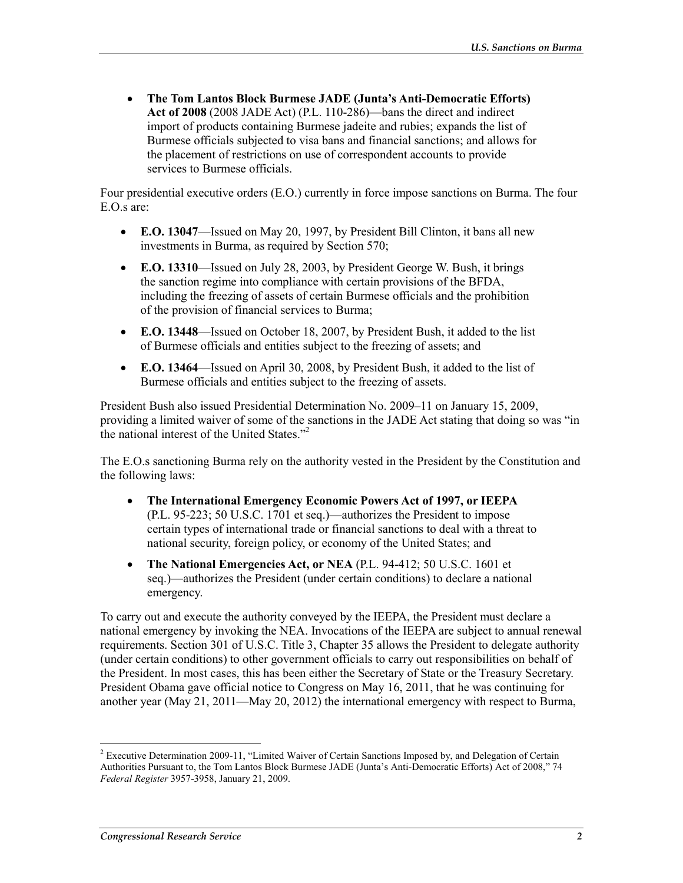- **The Tom Lantos Block Burmese JADE (Junta's Anti-Democratic Efforts) Act of 2008** (2008 JADE Act) (P.L. 110-286)—bans the direct and indirect import of products containing Burmese jadeite and rubies; expands the list of Burmese officials subjected to visa bans and financial sanctions; and allows for the placement of restrictions on use of correspondent accounts to provide services to Burmese officials.

Four presidential executive orders (E.O.) currently in force impose sanctions on Burma. The four E.O.s are:

- **E.O. 13047**—Issued on May 20, 1997, by President Bill Clinton, it bans all new investments in Burma, as required by Section 570;
- **E.O. 13310**—Issued on July 28, 2003, by President George W. Bush, it brings the sanction regime into compliance with certain provisions of the BFDA, including the freezing of assets of certain Burmese officials and the prohibition of the provision of financial services to Burma;
- **E.O. 13448**—Issued on October 18, 2007, by President Bush, it added to the list of Burmese officials and entities subject to the freezing of assets; and
- **E.O. 13464**—Issued on April 30, 2008, by President Bush, it added to the list of Burmese officials and entities subject to the freezing of assets.

President Bush also issued Presidential Determination No. 2009–11 on January 15, 2009, providing a limited waiver of some of the sanctions in the JADE Act stating that doing so was "in the national interest of the United States."[2]

The E.O.s sanctioning Burma rely on the authority vested in the President by the Constitution and the following laws:

- **The International Emergency Economic Powers Act of 1997, or IEEPA** (P.L. 95-223; 50 U.S.C. 1701 et seq.)—authorizes the President to impose certain types of international trade or financial sanctions to deal with a threat to national security, foreign policy, or economy of the United States; and
- **The National Emergencies Act, or NEA** (P.L. 94-412; 50 U.S.C. 1601 et seq.)—authorizes the President (under certain conditions) to declare a national emergency.

To carry out and execute the authority conveyed by the IEEPA, the President must declare a national emergency by invoking the NEA. Invocations of the IEEPA are subject to annual renewal requirements. Section 301 of U.S.C. Title 3, Chapter 35 allows the President to delegate authority (under certain conditions) to other government officials to carry out responsibilities on behalf of the President. In most cases, this has been either the Secretary of State or the Treasury Secretary. President Obama gave official notice to Congress on May 16, 2011, that he was continuing for another year (May 21, 2011—May 20, 2012) the international emergency with respect to Burma,

[2] Executive Determination 2009-11, "Limited Waiver of Certain Sanctions Imposed by, and Delegation of Certain Authorities Pursuant to, the Tom Lantos Block Burmese JADE (Junta's Anti-Democratic Efforts) Act of 2008," 74 *Federal Register* 3957-3958, January 21, 2009.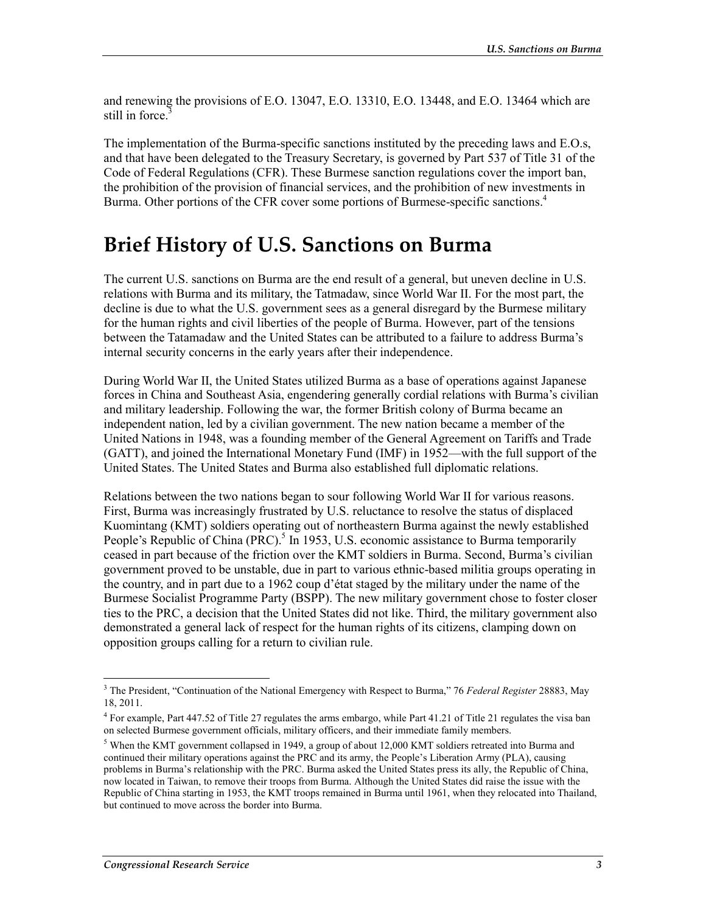and renewing the provisions of E.O. 13047, E.O. 13310, E.O. 13448, and E.O. 13464 which are still in force.[3]

The implementation of the Burma-specific sanctions instituted by the preceding laws and E.O.s, and that have been delegated to the Treasury Secretary, is governed by Part 537 of Title 31 of the Code of Federal Regulations (CFR). These Burmese sanction regulations cover the import ban, the prohibition of the provision of financial services, and the prohibition of new investments in Burma. Other portions of the CFR cover some portions of Burmese-specific sanctions.[4]

# Brief History of U.S. Sanctions on Burma

The current U.S. sanctions on Burma are the end result of a general, but uneven decline in U.S. relations with Burma and its military, the Tatmadaw, since World War II. For the most part, the decline is due to what the U.S. government sees as a general disregard by the Burmese military for the human rights and civil liberties of the people of Burma. However, part of the tensions between the Tatamadaw and the United States can be attributed to a failure to address Burma's internal security concerns in the early years after their independence.

During World War II, the United States utilized Burma as a base of operations against Japanese forces in China and Southeast Asia, engendering generally cordial relations with Burma's civilian and military leadership. Following the war, the former British colony of Burma became an independent nation, led by a civilian government. The new nation became a member of the United Nations in 1948, was a founding member of the General Agreement on Tariffs and Trade (GATT), and joined the International Monetary Fund (IMF) in 1952—with the full support of the United States. The United States and Burma also established full diplomatic relations.

Relations between the two nations began to sour following World War II for various reasons. First, Burma was increasingly frustrated by U.S. reluctance to resolve the status of displaced Kuomintang (KMT) soldiers operating out of northeastern Burma against the newly established People's Republic of China (PRC).[5] In 1953, U.S. economic assistance to Burma temporarily ceased in part because of the friction over the KMT soldiers in Burma. Second, Burma's civilian government proved to be unstable, due in part to various ethnic-based militia groups operating in the country, and in part due to a 1962 coup d'état staged by the military under the name of the Burmese Socialist Programme Party (BSPP). The new military government chose to foster closer ties to the PRC, a decision that the United States did not like. Third, the military government also demonstrated a general lack of respect for the human rights of its citizens, clamping down on opposition groups calling for a return to civilian rule.

---

[3] The President, "Continuation of the National Emergency with Respect to Burma," 76 *Federal Register* 28883, May 18, 2011.

[4] For example, Part 447.52 of Title 27 regulates the arms embargo, while Part 41.21 of Title 21 regulates the visa ban on selected Burmese government officials, military officers, and their immediate family members.

[5] When the KMT government collapsed in 1949, a group of about 12,000 KMT soldiers retreated into Burma and continued their military operations against the PRC and its army, the People's Liberation Army (PLA), causing problems in Burma's relationship with the PRC. Burma asked the United States press its ally, the Republic of China, now located in Taiwan, to remove their troops from Burma. Although the United States did raise the issue with the Republic of China starting in 1953, the KMT troops remained in Burma until 1961, when they relocated into Thailand, but continued to move across the border into Burma.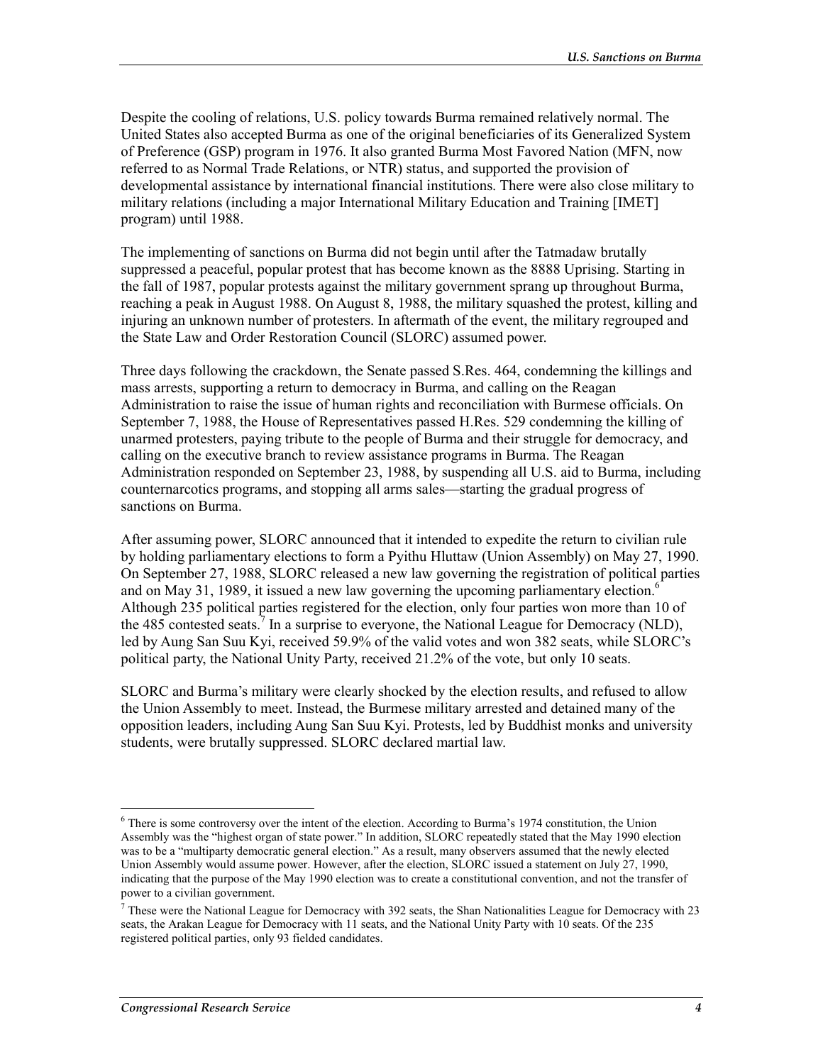Despite the cooling of relations, U.S. policy towards Burma remained relatively normal. The United States also accepted Burma as one of the original beneficiaries of its Generalized System of Preference (GSP) program in 1976. It also granted Burma Most Favored Nation (MFN, now referred to as Normal Trade Relations, or NTR) status, and supported the provision of developmental assistance by international financial institutions. There were also close military to military relations (including a major International Military Education and Training [IMET] program) until 1988.

The implementing of sanctions on Burma did not begin until after the Tatmadaw brutally suppressed a peaceful, popular protest that has become known as the 8888 Uprising. Starting in the fall of 1987, popular protests against the military government sprang up throughout Burma, reaching a peak in August 1988. On August 8, 1988, the military squashed the protest, killing and injuring an unknown number of protesters. In aftermath of the event, the military regrouped and the State Law and Order Restoration Council (SLORC) assumed power.

Three days following the crackdown, the Senate passed S.Res. 464, condemning the killings and mass arrests, supporting a return to democracy in Burma, and calling on the Reagan Administration to raise the issue of human rights and reconciliation with Burmese officials. On September 7, 1988, the House of Representatives passed H.Res. 529 condemning the killing of unarmed protesters, paying tribute to the people of Burma and their struggle for democracy, and calling on the executive branch to review assistance programs in Burma. The Reagan Administration responded on September 23, 1988, by suspending all U.S. aid to Burma, including counternarcotics programs, and stopping all arms sales—starting the gradual progress of sanctions on Burma.

After assuming power, SLORC announced that it intended to expedite the return to civilian rule by holding parliamentary elections to form a Pyithu Hluttaw (Union Assembly) on May 27, 1990. On September 27, 1988, SLORC released a new law governing the registration of political parties and on May 31, 1989, it issued a new law governing the upcoming parliamentary election.[6] Although 235 political parties registered for the election, only four parties won more than 10 of the 485 contested seats.[7] In a surprise to everyone, the National League for Democracy (NLD), led by Aung San Suu Kyi, received 59.9% of the valid votes and won 382 seats, while SLORC's political party, the National Unity Party, received 21.2% of the vote, but only 10 seats.

SLORC and Burma's military were clearly shocked by the election results, and refused to allow the Union Assembly to meet. Instead, the Burmese military arrested and detained many of the opposition leaders, including Aung San Suu Kyi. Protests, led by Buddhist monks and university students, were brutally suppressed. SLORC declared martial law.

[6] There is some controversy over the intent of the election. According to Burma's 1974 constitution, the Union Assembly was the "highest organ of state power." In addition, SLORC repeatedly stated that the May 1990 election was to be a "multiparty democratic general election." As a result, many observers assumed that the newly elected Union Assembly would assume power. However, after the election, SLORC issued a statement on July 27, 1990, indicating that the purpose of the May 1990 election was to create a constitutional convention, and not the transfer of power to a civilian government.

[7] These were the National League for Democracy with 392 seats, the Shan Nationalities League for Democracy with 23 seats, the Arakan League for Democracy with 11 seats, and the National Unity Party with 10 seats. Of the 235 registered political parties, only 93 fielded candidates.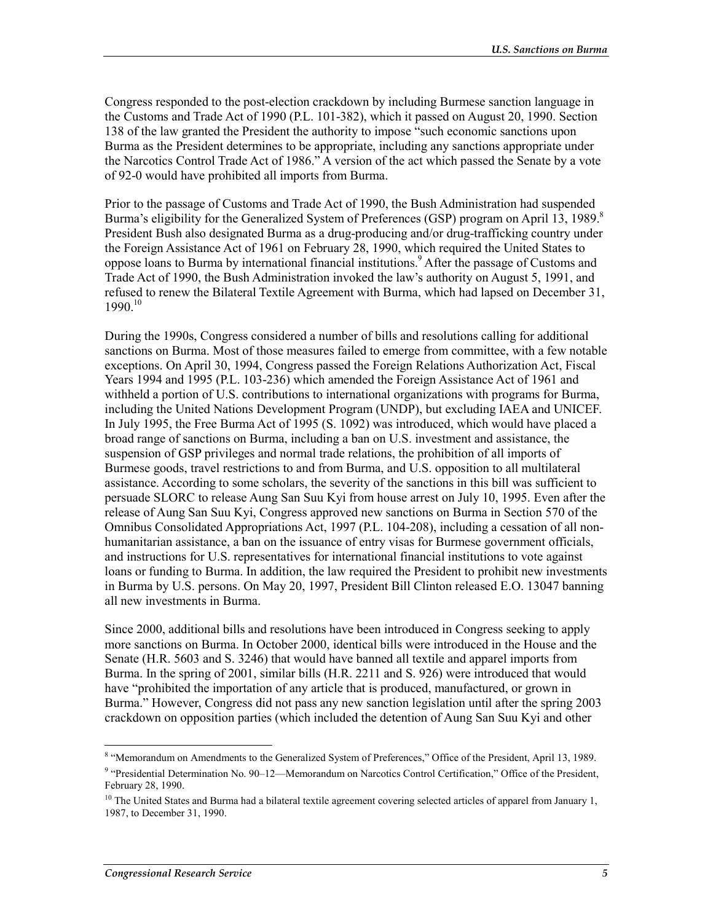Congress responded to the post-election crackdown by including Burmese sanction language in the Customs and Trade Act of 1990 (P.L. 101-382), which it passed on August 20, 1990. Section 138 of the law granted the President the authority to impose "such economic sanctions upon Burma as the President determines to be appropriate, including any sanctions appropriate under the Narcotics Control Trade Act of 1986." A version of the act which passed the Senate by a vote of 92-0 would have prohibited all imports from Burma.

Prior to the passage of Customs and Trade Act of 1990, the Bush Administration had suspended Burma's eligibility for the Generalized System of Preferences (GSP) program on April 13, 1989.[8] President Bush also designated Burma as a drug-producing and/or drug-trafficking country under the Foreign Assistance Act of 1961 on February 28, 1990, which required the United States to oppose loans to Burma by international financial institutions.[9] After the passage of Customs and Trade Act of 1990, the Bush Administration invoked the law's authority on August 5, 1991, and refused to renew the Bilateral Textile Agreement with Burma, which had lapsed on December 31, 1990.[10]

During the 1990s, Congress considered a number of bills and resolutions calling for additional sanctions on Burma. Most of those measures failed to emerge from committee, with a few notable exceptions. On April 30, 1994, Congress passed the Foreign Relations Authorization Act, Fiscal Years 1994 and 1995 (P.L. 103-236) which amended the Foreign Assistance Act of 1961 and withheld a portion of U.S. contributions to international organizations with programs for Burma, including the United Nations Development Program (UNDP), but excluding IAEA and UNICEF. In July 1995, the Free Burma Act of 1995 (S. 1092) was introduced, which would have placed a broad range of sanctions on Burma, including a ban on U.S. investment and assistance, the suspension of GSP privileges and normal trade relations, the prohibition of all imports of Burmese goods, travel restrictions to and from Burma, and U.S. opposition to all multilateral assistance. According to some scholars, the severity of the sanctions in this bill was sufficient to persuade SLORC to release Aung San Suu Kyi from house arrest on July 10, 1995. Even after the release of Aung San Suu Kyi, Congress approved new sanctions on Burma in Section 570 of the Omnibus Consolidated Appropriations Act, 1997 (P.L. 104-208), including a cessation of all non-humanitarian assistance, a ban on the issuance of entry visas for Burmese government officials, and instructions for U.S. representatives for international financial institutions to vote against loans or funding to Burma. In addition, the law required the President to prohibit new investments in Burma by U.S. persons. On May 20, 1997, President Bill Clinton released E.O. 13047 banning all new investments in Burma.

Since 2000, additional bills and resolutions have been introduced in Congress seeking to apply more sanctions on Burma. In October 2000, identical bills were introduced in the House and the Senate (H.R. 5603 and S. 3246) that would have banned all textile and apparel imports from Burma. In the spring of 2001, similar bills (H.R. 2211 and S. 926) were introduced that would have "prohibited the importation of any article that is produced, manufactured, or grown in Burma." However, Congress did not pass any new sanction legislation until after the spring 2003 crackdown on opposition parties (which included the detention of Aung San Suu Kyi and other

---

[8] "Memorandum on Amendments to the Generalized System of Preferences," Office of the President, April 13, 1989.

[9] "Presidential Determination No. 90–12—Memorandum on Narcotics Control Certification," Office of the President, February 28, 1990.

[10] The United States and Burma had a bilateral textile agreement covering selected articles of apparel from January 1, 1987, to December 31, 1990.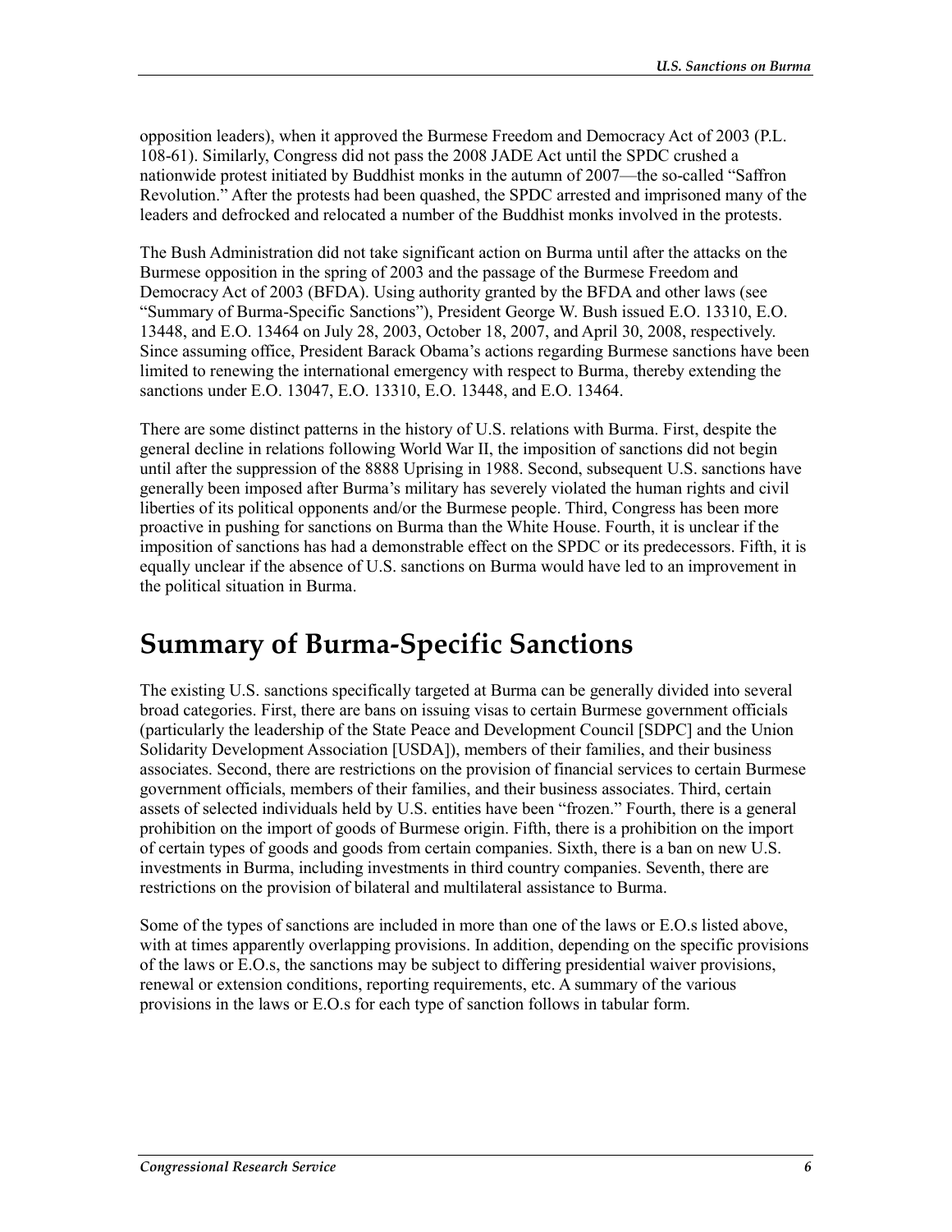opposition leaders), when it approved the Burmese Freedom and Democracy Act of 2003 (P.L. 108-61). Similarly, Congress did not pass the 2008 JADE Act until the SPDC crushed a nationwide protest initiated by Buddhist monks in the autumn of 2007—the so-called "Saffron Revolution." After the protests had been quashed, the SPDC arrested and imprisoned many of the leaders and defrocked and relocated a number of the Buddhist monks involved in the protests.

The Bush Administration did not take significant action on Burma until after the attacks on the Burmese opposition in the spring of 2003 and the passage of the Burmese Freedom and Democracy Act of 2003 (BFDA). Using authority granted by the BFDA and other laws (see "Summary of Burma-Specific Sanctions"), President George W. Bush issued E.O. 13310, E.O. 13448, and E.O. 13464 on July 28, 2003, October 18, 2007, and April 30, 2008, respectively. Since assuming office, President Barack Obama's actions regarding Burmese sanctions have been limited to renewing the international emergency with respect to Burma, thereby extending the sanctions under E.O. 13047, E.O. 13310, E.O. 13448, and E.O. 13464.

There are some distinct patterns in the history of U.S. relations with Burma. First, despite the general decline in relations following World War II, the imposition of sanctions did not begin until after the suppression of the 8888 Uprising in 1988. Second, subsequent U.S. sanctions have generally been imposed after Burma's military has severely violated the human rights and civil liberties of its political opponents and/or the Burmese people. Third, Congress has been more proactive in pushing for sanctions on Burma than the White House. Fourth, it is unclear if the imposition of sanctions has had a demonstrable effect on the SPDC or its predecessors. Fifth, it is equally unclear if the absence of U.S. sanctions on Burma would have led to an improvement in the political situation in Burma.

# Summary of Burma-Specific Sanctions

The existing U.S. sanctions specifically targeted at Burma can be generally divided into several broad categories. First, there are bans on issuing visas to certain Burmese government officials (particularly the leadership of the State Peace and Development Council [SDPC] and the Union Solidarity Development Association [USDA]), members of their families, and their business associates. Second, there are restrictions on the provision of financial services to certain Burmese government officials, members of their families, and their business associates. Third, certain assets of selected individuals held by U.S. entities have been "frozen." Fourth, there is a general prohibition on the import of goods of Burmese origin. Fifth, there is a prohibition on the import of certain types of goods and goods from certain companies. Sixth, there is a ban on new U.S. investments in Burma, including investments in third country companies. Seventh, there are restrictions on the provision of bilateral and multilateral assistance to Burma.

Some of the types of sanctions are included in more than one of the laws or E.O.s listed above, with at times apparently overlapping provisions. In addition, depending on the specific provisions of the laws or E.O.s, the sanctions may be subject to differing presidential waiver provisions, renewal or extension conditions, reporting requirements, etc. A summary of the various provisions in the laws or E.O.s for each type of sanction follows in tabular form.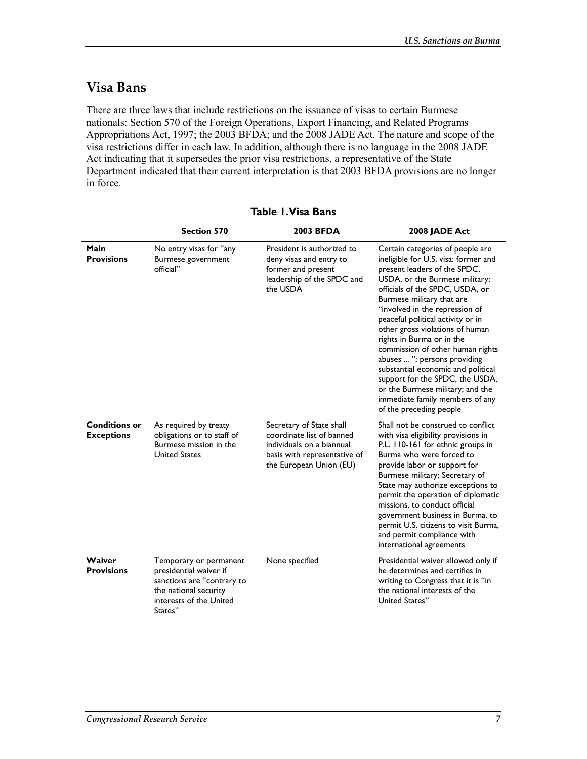## Visa Bans

There are three laws that include restrictions on the issuance of visas to certain Burmese nationals: Section 570 of the Foreign Operations, Export Financing, and Related Programs Appropriations Act, 1997; the 2003 BFDA; and the 2008 JADE Act. The nature and scope of the visa restrictions differ in each law. In addition, although there is no language in the 2008 JADE Act indicating that it supersedes the prior visa restrictions, a representative of the State Department indicated that their current interpretation is that 2003 BFDA provisions are no longer in force.

**Table 1. Visa Bans**

| | Section 570 | 2003 BFDA | 2008 JADE Act |
|---|---|---|---|
| **Main Provisions** | No entry visas for "any Burmese government official" | President is authorized to deny visas and entry to former and present leadership of the SPDC and the USDA | Certain categories of people are ineligible for U.S. visa: former and present leaders of the SPDC, USDA, or the Burmese military; officials of the SPDC, USDA, or Burmese military that are "involved in the repression of peaceful political activity or in other gross violations of human rights in Burma or in the commission of other human rights abuses ... "; persons providing substantial economic and political support for the SPDC, the USDA, or the Burmese military; and the immediate family members of any of the preceding people |
| **Conditions or Exceptions** | As required by treaty obligations or to staff of Burmese mission in the United States | Secretary of State shall coordinate list of banned individuals on a biannual basis with representative of the European Union (EU) | Shall not be construed to conflict with visa eligibility provisions in P.L. 110-161 for ethnic groups in Burma who were forced to provide labor or support for Burmese military; Secretary of State may authorize exceptions to permit the operation of diplomatic missions, to conduct official government business in Burma, to permit U.S. citizens to visit Burma, and permit compliance with international agreements |
| **Waiver Provisions** | Temporary or permanent presidential waiver if sanctions are "contrary to the national security interests of the United States" | None specified | Presidential waiver allowed only if he determines and certifies in writing to Congress that it is "in the national interests of the United States" |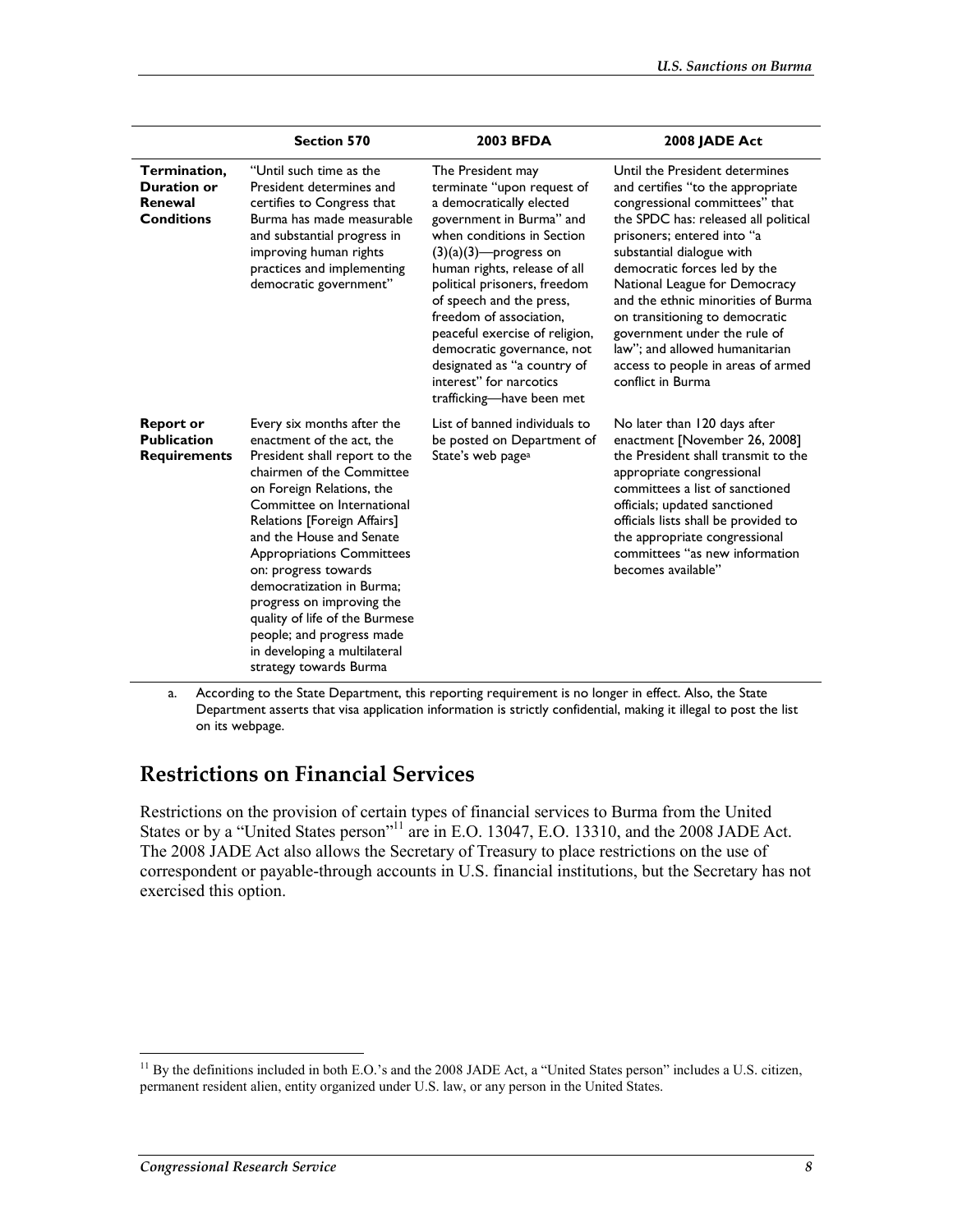| | Section 570 | 2003 BFDA | 2008 JADE Act |
|---|---|---|---|
| **Termination, Duration or Renewal Conditions** | "Until such time as the President determines and certifies to Congress that Burma has made measurable and substantial progress in improving human rights practices and implementing democratic government" | The President may terminate "upon request of a democratically elected government in Burma" and when conditions in Section (3)(a)(3)—progress on human rights, release of all political prisoners, freedom of speech and the press, freedom of association, peaceful exercise of religion, democratic governance, not designated as "a country of interest" for narcotics trafficking—have been met | Until the President determines and certifies "to the appropriate congressional committees" that the SPDC has: released all political prisoners; entered into "a substantial dialogue with democratic forces led by the National League for Democracy and the ethnic minorities of Burma on transitioning to democratic government under the rule of law"; and allowed humanitarian access to people in areas of armed conflict in Burma |
| **Report or Publication Requirements** | Every six months after the enactment of the act, the President shall report to the chairmen of the Committee on Foreign Relations, the Committee on International Relations [Foreign Affairs] and the House and Senate Appropriations Committees on: progress towards democratization in Burma; progress on improving the quality of life of the Burmese people; and progress made in developing a multilateral strategy towards Burma | List of banned individuals to be posted on Department of State's web page[a] | No later than 120 days after enactment [November 26, 2008] the President shall transmit to the appropriate congressional committees a list of sanctioned officials; updated sanctioned officials lists shall be provided to the appropriate congressional committees "as new information becomes available" |

a. According to the State Department, this reporting requirement is no longer in effect. Also, the State Department asserts that visa application information is strictly confidential, making it illegal to post the list on its webpage.

## Restrictions on Financial Services

Restrictions on the provision of certain types of financial services to Burma from the United States or by a "United States person"[11] are in E.O. 13047, E.O. 13310, and the 2008 JADE Act. The 2008 JADE Act also allows the Secretary of Treasury to place restrictions on the use of correspondent or payable-through accounts in U.S. financial institutions, but the Secretary has not exercised this option.

[11] By the definitions included in both E.O.'s and the 2008 JADE Act, a "United States person" includes a U.S. citizen, permanent resident alien, entity organized under U.S. law, or any person in the United States.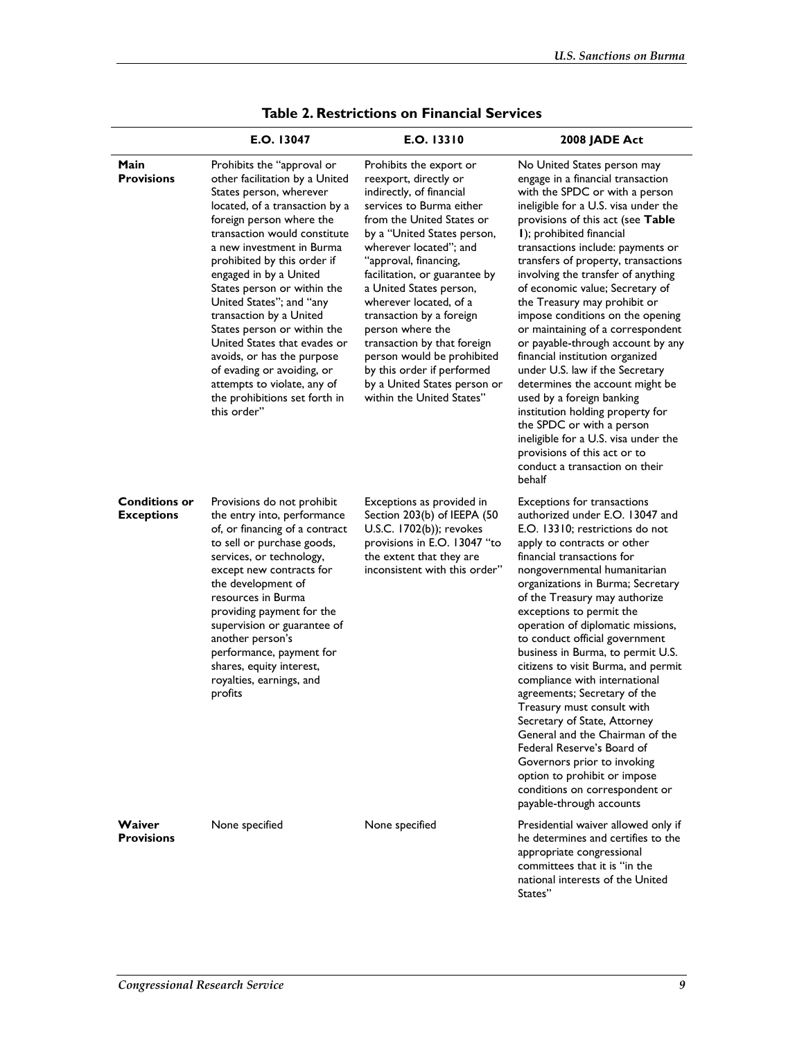**Table 2. Restrictions on Financial Services**

| | E.O. 13047 | E.O. 13310 | 2008 JADE Act |
|---|---|---|---|
| **Main Provisions** | Prohibits the "approval or other facilitation by a United States person, wherever located, of a transaction by a foreign person where the transaction would constitute a new investment in Burma prohibited by this order if engaged in by a United States person or within the United States"; and "any transaction by a United States person or within the United States that evades or avoids, or has the purpose of evading or avoiding, or attempts to violate, any of the prohibitions set forth in this order" | Prohibits the export or reexport, directly or indirectly, of financial services to Burma either from the United States or by a "United States person, wherever located"; and "approval, financing, facilitation, or guarantee by a United States person, wherever located, of a transaction by a foreign person where the transaction by that foreign person would be prohibited by this order if performed by a United States person or within the United States" | No United States person may engage in a financial transaction with the SPDC or with a person ineligible for a U.S. visa under the provisions of this act (see **Table 1**); prohibited financial transactions include: payments or transfers of property, transactions involving the transfer of anything of economic value; Secretary of the Treasury may prohibit or impose conditions on the opening or maintaining of a correspondent or payable-through account by any financial institution organized under U.S. law if the Secretary determines the account might be used by a foreign banking institution holding property for the SPDC or with a person ineligible for a U.S. visa under the provisions of this act or to conduct a transaction on their behalf |
| **Conditions or Exceptions** | Provisions do not prohibit the entry into, performance of, or financing of a contract to sell or purchase goods, services, or technology, except new contracts for the development of resources in Burma providing payment for the supervision or guarantee of another person's performance, payment for shares, equity interest, royalties, earnings, and profits | Exceptions as provided in Section 203(b) of IEEPA (50 U.S.C. 1702(b)); revokes provisions in E.O. 13047 "to the extent that they are inconsistent with this order" | Exceptions for transactions authorized under E.O. 13047 and E.O. 13310; restrictions do not apply to contracts or other financial transactions for nongovernmental humanitarian organizations in Burma; Secretary of the Treasury may authorize exceptions to permit the operation of diplomatic missions, to conduct official government business in Burma, to permit U.S. citizens to visit Burma, and permit compliance with international agreements; Secretary of the Treasury must consult with Secretary of State, Attorney General and the Chairman of the Federal Reserve's Board of Governors prior to invoking option to prohibit or impose conditions on correspondent or payable-through accounts |
| **Waiver Provisions** | None specified | None specified | Presidential waiver allowed only if he determines and certifies to the appropriate congressional committees that it is "in the national interests of the United States" |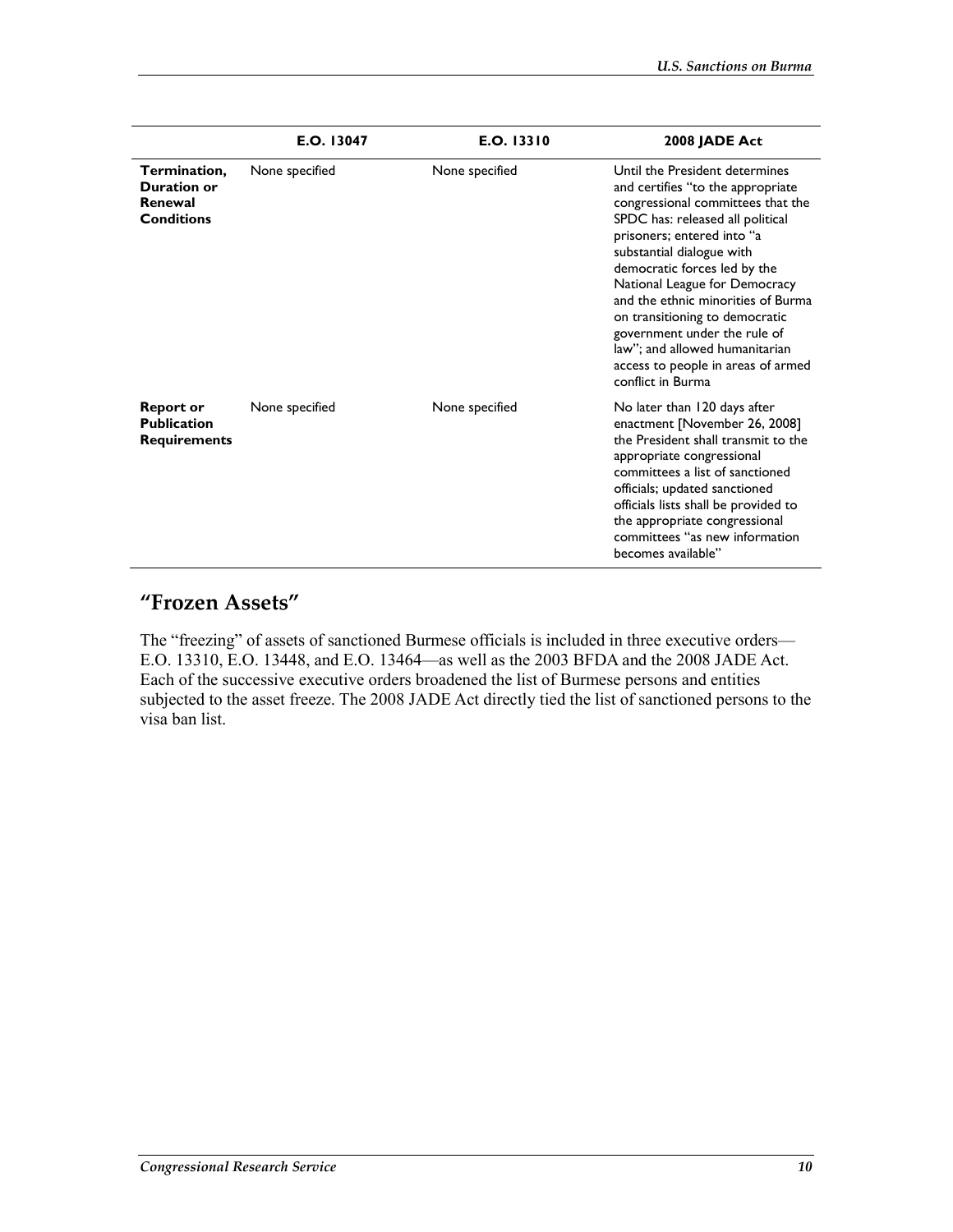| | E.O. 13047 | E.O. 13310 | 2008 JADE Act |
|---|---|---|---|
| **Termination, Duration or Renewal Conditions** | None specified | None specified | Until the President determines and certifies "to the appropriate congressional committees that the SPDC has: released all political prisoners; entered into "a substantial dialogue with democratic forces led by the National League for Democracy and the ethnic minorities of Burma on transitioning to democratic government under the rule of law"; and allowed humanitarian access to people in areas of armed conflict in Burma |
| **Report or Publication Requirements** | None specified | None specified | No later than 120 days after enactment [November 26, 2008] the President shall transmit to the appropriate congressional committees a list of sanctioned officials; updated sanctioned officials lists shall be provided to the appropriate congressional committees "as new information becomes available" |

## "Frozen Assets"

The "freezing" of assets of sanctioned Burmese officials is included in three executive orders—E.O. 13310, E.O. 13448, and E.O. 13464—as well as the 2003 BFDA and the 2008 JADE Act. Each of the successive executive orders broadened the list of Burmese persons and entities subjected to the asset freeze. The 2008 JADE Act directly tied the list of sanctioned persons to the visa ban list.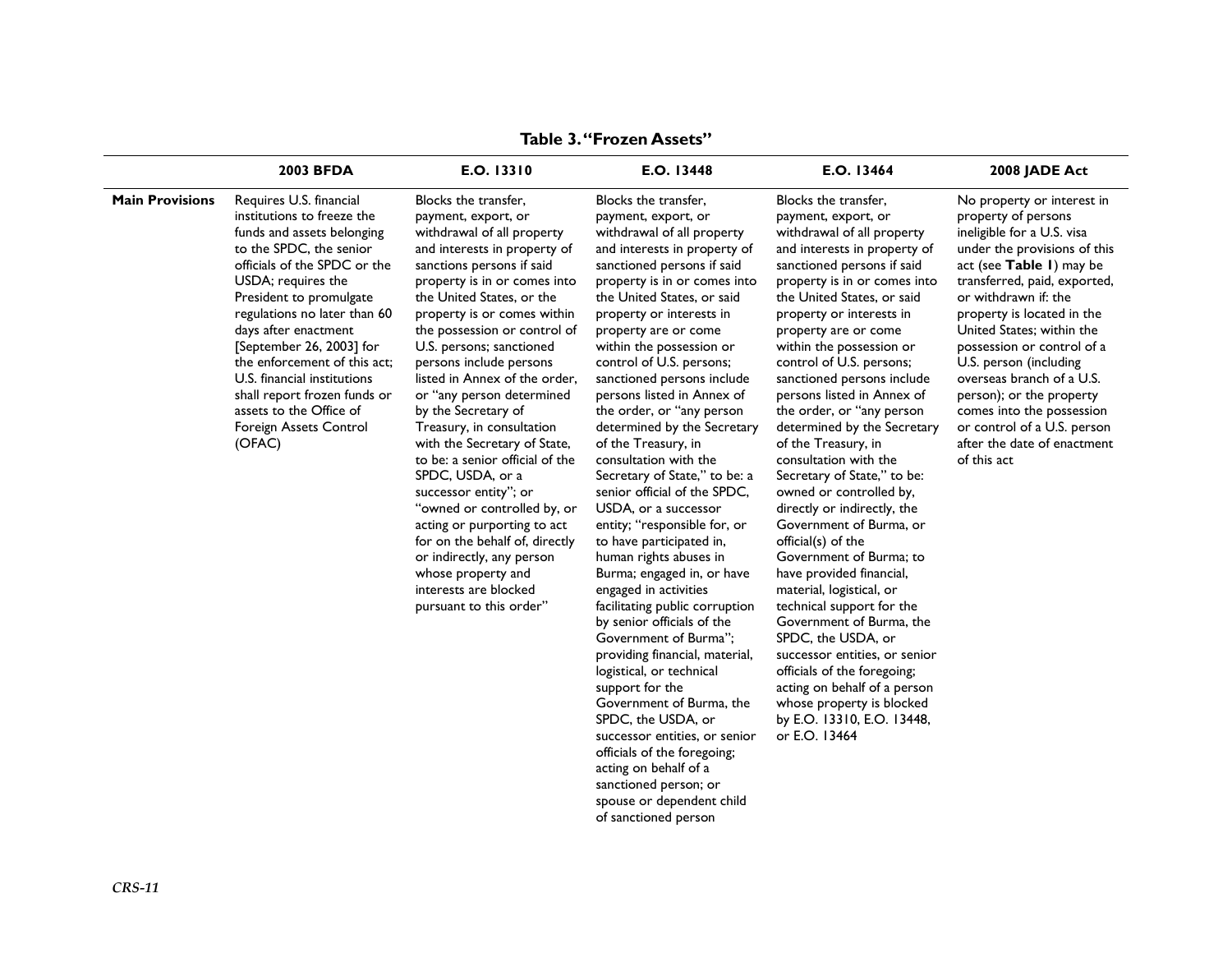**Table 3. "Frozen Assets"**

| | 2003 BFDA | E.O. 13310 | E.O. 13448 | E.O. 13464 | 2008 JADE Act |
|---|---|---|---|---|---|
| **Main Provisions** | Requires U.S. financial institutions to freeze the funds and assets belonging to the SPDC, the senior officials of the SPDC or the USDA; requires the President to promulgate regulations no later than 60 days after enactment [September 26, 2003] for the enforcement of this act; U.S. financial institutions shall report frozen funds or assets to the Office of Foreign Assets Control (OFAC) | Blocks the transfer, payment, export, or withdrawal of all property and interests in property of sanctions persons if said property is in or comes into the United States, or the property is or comes within the possession or control of U.S. persons; sanctioned persons include persons listed in Annex of the order, or "any person determined by the Secretary of Treasury, in consultation with the Secretary of State, to be: a senior official of the SPDC, USDA, or a successor entity"; or "owned or controlled by, or acting or purporting to act for on the behalf of, directly or indirectly, any person whose property and interests are blocked pursuant to this order" | Blocks the transfer, payment, export, or withdrawal of all property and interests in property of sanctioned persons if said property is in or comes into the United States, or said property or interests in property are or come within the possession or control of U.S. persons; sanctioned persons include persons listed in Annex of the order, or "any person determined by the Secretary of the Treasury, in consultation with the Secretary of State," to be: a senior official of the SPDC, USDA, or a successor entity; "responsible for, or to have participated in, human rights abuses in Burma; engaged in, or have engaged in activities facilitating public corruption by senior officials of the Government of Burma"; providing financial, material, logistical, or technical support for the Government of Burma, the SPDC, the USDA, or successor entities, or senior officials of the foregoing; acting on behalf of a sanctioned person; or spouse or dependent child of sanctioned person | Blocks the transfer, payment, export, or withdrawal of all property and interests in property of sanctioned persons if said property is in or comes into the United States, or said property or interests in property are or come within the possession or control of U.S. persons; sanctioned persons include persons listed in Annex of the order, or "any person determined by the Secretary of the Treasury, in consultation with the Secretary of State," to be: owned or controlled by, directly or indirectly, the Government of Burma, or official(s) of the Government of Burma; to have provided financial, material, logistical, or technical support for the Government of Burma, the SPDC, the USDA, or successor entities, or senior officials of the foregoing; acting on behalf of a person whose property is blocked by E.O. 13310, E.O. 13448, or E.O. 13464 | No property or interest in property of persons ineligible for a U.S. visa under the provisions of this act (see **Table 1**) may be transferred, paid, exported, or withdrawn if: the property is located in the United States; within the possession or control of a U.S. person (including overseas branch of a U.S. person); or the property comes into the possession or control of a U.S. person after the date of enactment of this act |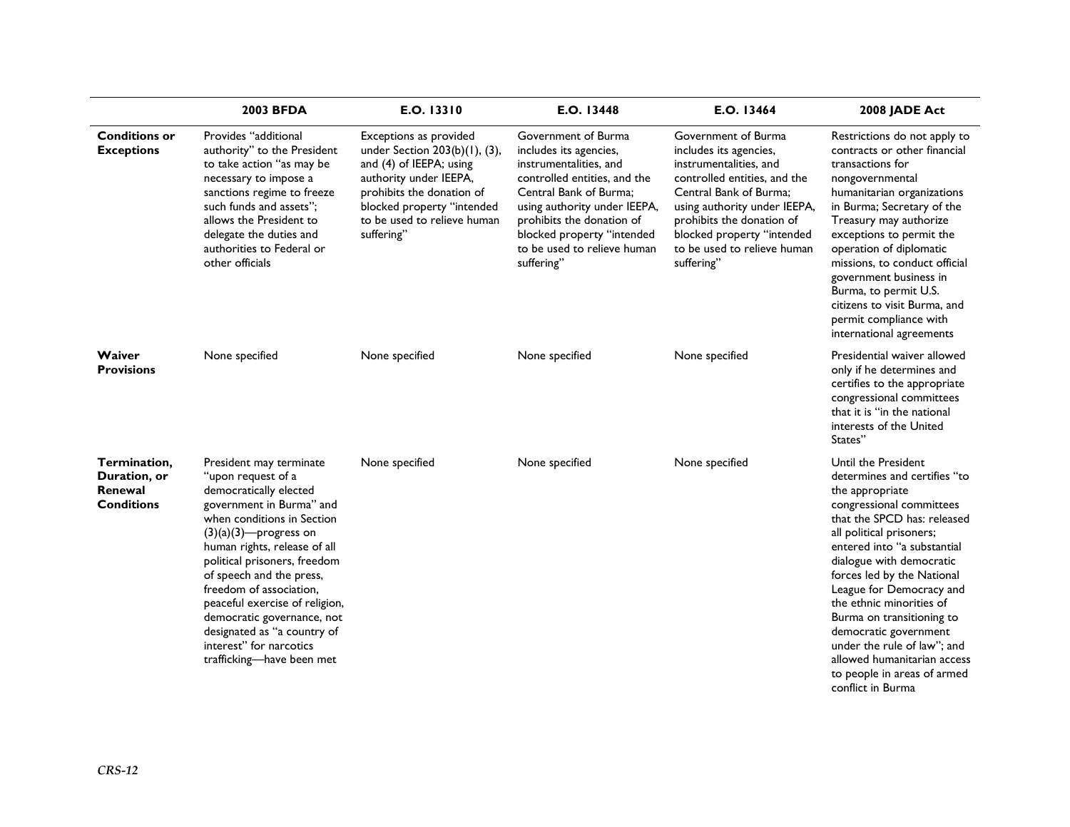| | 2003 BFDA | E.O. 13310 | E.O. 13448 | E.O. 13464 | 2008 JADE Act |
|---|---|---|---|---|---|
| **Conditions or Exceptions** | Provides "additional authority" to the President to take action "as may be necessary to impose a sanctions regime to freeze such funds and assets"; allows the President to delegate the duties and authorities to Federal or other officials | Exceptions as provided under Section 203(b)(1), (3), and (4) of IEEPA; using authority under IEEPA, prohibits the donation of blocked property "intended to be used to relieve human suffering" | Government of Burma includes its agencies, instrumentalities, and controlled entities, and the Central Bank of Burma; using authority under IEEPA, prohibits the donation of blocked property "intended to be used to relieve human suffering" | Government of Burma includes its agencies, instrumentalities, and controlled entities, and the Central Bank of Burma; using authority under IEEPA, prohibits the donation of blocked property "intended to be used to relieve human suffering" | Restrictions do not apply to contracts or other financial transactions for nongovernmental humanitarian organizations in Burma; Secretary of the Treasury may authorize exceptions to permit the operation of diplomatic missions, to conduct official government business in Burma, to permit U.S. citizens to visit Burma, and permit compliance with international agreements |
| **Waiver Provisions** | None specified | None specified | None specified | None specified | Presidential waiver allowed only if he determines and certifies to the appropriate congressional committees that it is "in the national interests of the United States" |
| **Termination, Duration, or Renewal Conditions** | President may terminate "upon request of a democratically elected government in Burma" and when conditions in Section (3)(a)(3)—progress on human rights, release of all political prisoners, freedom of speech and the press, freedom of association, peaceful exercise of religion, democratic governance, not designated as "a country of interest" for narcotics trafficking—have been met | None specified | None specified | None specified | Until the President determines and certifies "to the appropriate congressional committees that the SPCD has: released all political prisoners; entered into "a substantial dialogue with democratic forces led by the National League for Democracy and the ethnic minorities of Burma on transitioning to democratic government under the rule of law"; and allowed humanitarian access to people in areas of armed conflict in Burma |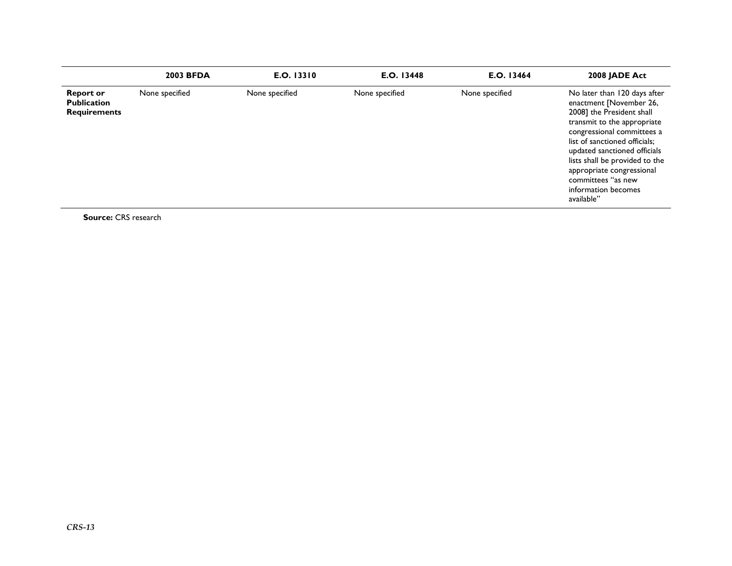| | 2003 BFDA | E.O. 13310 | E.O. 13448 | E.O. 13464 | 2008 JADE Act |
|---|---|---|---|---|---|
| **Report or Publication Requirements** | None specified | None specified | None specified | None specified | No later than 120 days after enactment [November 26, 2008] the President shall transmit to the appropriate congressional committees a list of sanctioned officials; updated sanctioned officials lists shall be provided to the appropriate congressional committees "as new information becomes available" |

**Source:** CRS research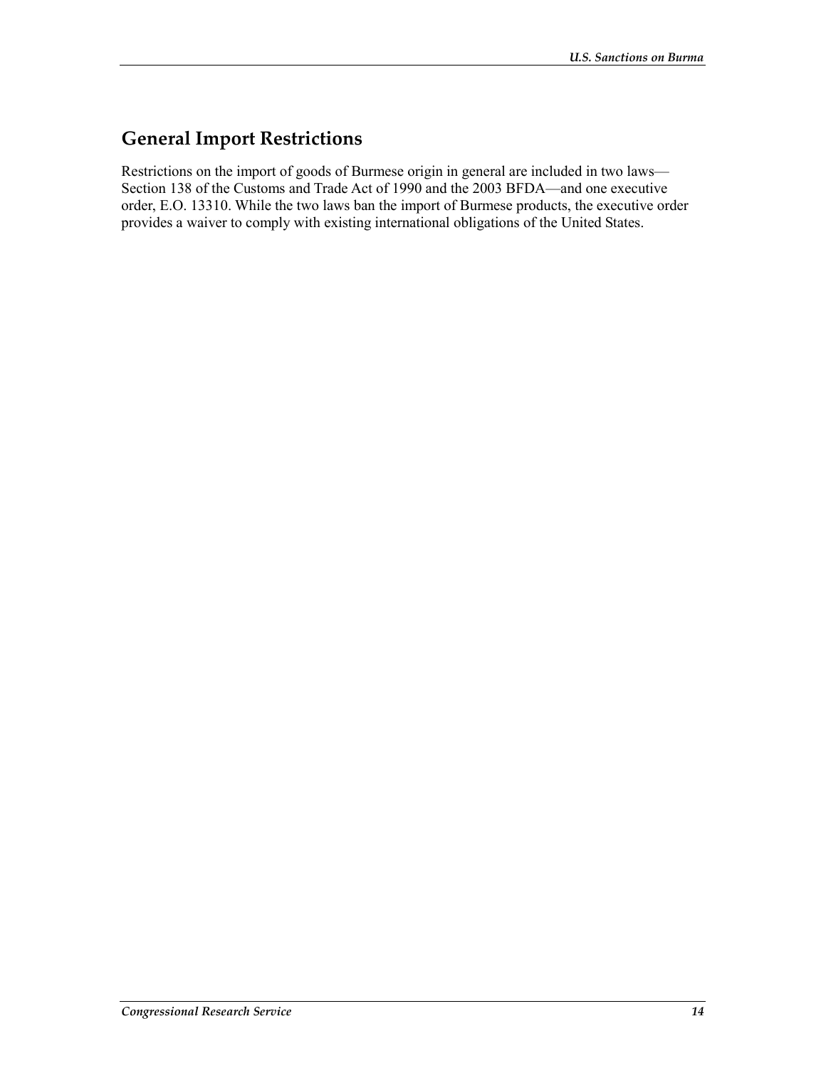## General Import Restrictions

Restrictions on the import of goods of Burmese origin in general are included in two laws—Section 138 of the Customs and Trade Act of 1990 and the 2003 BFDA—and one executive order, E.O. 13310. While the two laws ban the import of Burmese products, the executive order provides a waiver to comply with existing international obligations of the United States.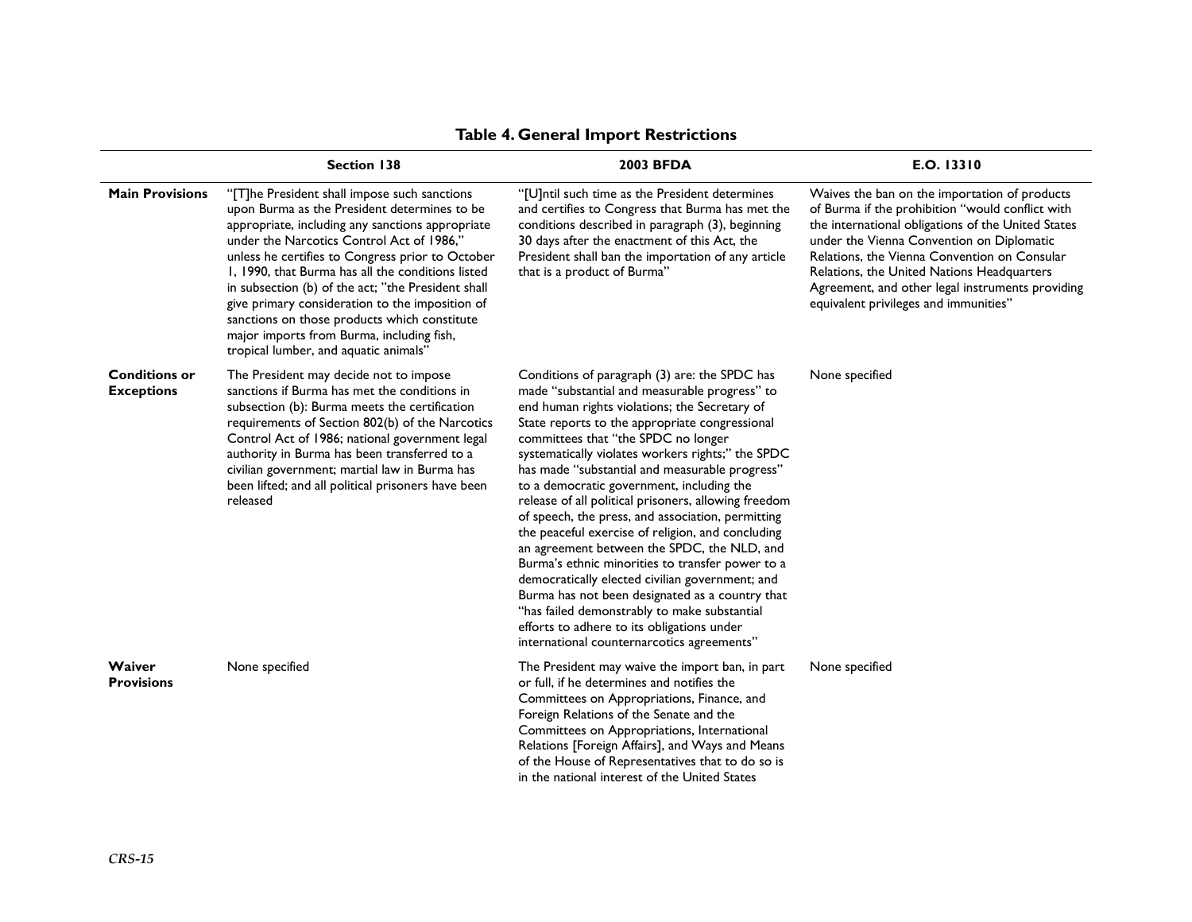**Table 4. General Import Restrictions**

| | Section 138 | 2003 BFDA | E.O. 13310 |
|---|---|---|---|
| **Main Provisions** | "[T]he President shall impose such sanctions upon Burma as the President determines to be appropriate, including any sanctions appropriate under the Narcotics Control Act of 1986," unless he certifies to Congress prior to October 1, 1990, that Burma has all the conditions listed in subsection (b) of the act; "the President shall give primary consideration to the imposition of sanctions on those products which constitute major imports from Burma, including fish, tropical lumber, and aquatic animals" | "[U]ntil such time as the President determines and certifies to Congress that Burma has met the conditions described in paragraph (3), beginning 30 days after the enactment of this Act, the President shall ban the importation of any article that is a product of Burma" | Waives the ban on the importation of products of Burma if the prohibition "would conflict with the international obligations of the United States under the Vienna Convention on Diplomatic Relations, the Vienna Convention on Consular Relations, the United Nations Headquarters Agreement, and other legal instruments providing equivalent privileges and immunities" |
| **Conditions or Exceptions** | The President may decide not to impose sanctions if Burma has met the conditions in subsection (b): Burma meets the certification requirements of Section 802(b) of the Narcotics Control Act of 1986; national government legal authority in Burma has been transferred to a civilian government; martial law in Burma has been lifted; and all political prisoners have been released | Conditions of paragraph (3) are: the SPDC has made "substantial and measurable progress" to end human rights violations; the Secretary of State reports to the appropriate congressional committees that "the SPDC no longer systematically violates workers rights;" the SPDC has made "substantial and measurable progress" to a democratic government, including the release of all political prisoners, allowing freedom of speech, the press, and association, permitting the peaceful exercise of religion, and concluding an agreement between the SPDC, the NLD, and Burma's ethnic minorities to transfer power to a democratically elected civilian government; and Burma has not been designated as a country that "has failed demonstrably to make substantial efforts to adhere to its obligations under international counternarcotics agreements" | None specified |
| **Waiver Provisions** | None specified | The President may waive the import ban, in part or full, if he determines and notifies the Committees on Appropriations, Finance, and Foreign Relations of the Senate and the Committees on Appropriations, International Relations [Foreign Affairs], and Ways and Means of the House of Representatives that to do so is in the national interest of the United States | None specified |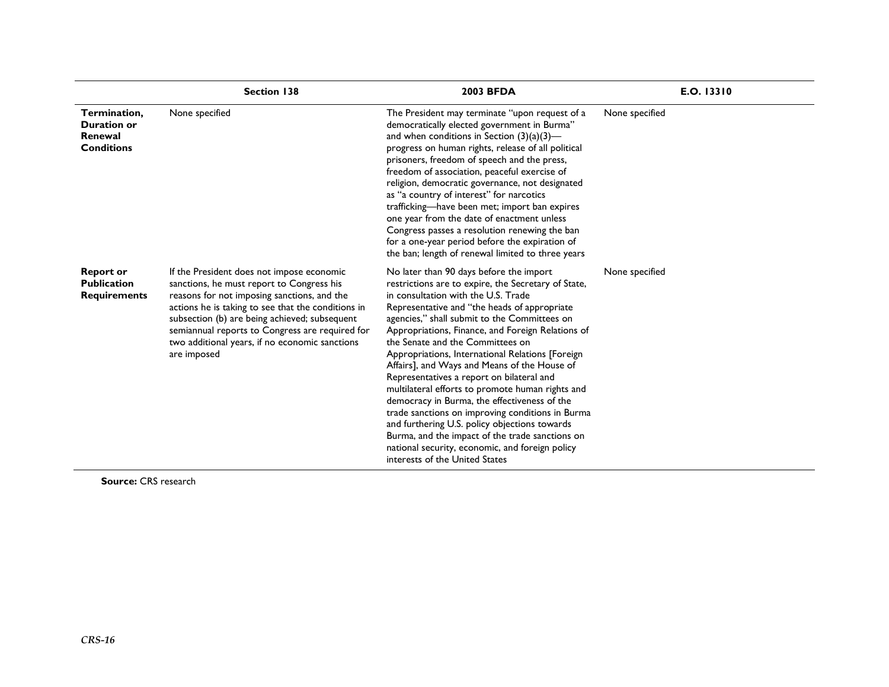| | Section 138 | 2003 BFDA | E.O. 13310 |
|---|---|---|---|
| **Termination, Duration or Renewal Conditions** | None specified | The President may terminate "upon request of a democratically elected government in Burma" and when conditions in Section (3)(a)(3)—progress on human rights, release of all political prisoners, freedom of speech and the press, freedom of association, peaceful exercise of religion, democratic governance, not designated as "a country of interest" for narcotics trafficking—have been met; import ban expires one year from the date of enactment unless Congress passes a resolution renewing the ban for a one-year period before the expiration of the ban; length of renewal limited to three years | None specified |
| **Report or Publication Requirements** | If the President does not impose economic sanctions, he must report to Congress his reasons for not imposing sanctions, and the actions he is taking to see that the conditions in subsection (b) are being achieved; subsequent semiannual reports to Congress are required for two additional years, if no economic sanctions are imposed | No later than 90 days before the import restrictions are to expire, the Secretary of State, in consultation with the U.S. Trade Representative and "the heads of appropriate agencies," shall submit to the Committees on Appropriations, Finance, and Foreign Relations of the Senate and the Committees on Appropriations, International Relations [Foreign Affairs], and Ways and Means of the House of Representatives a report on bilateral and multilateral efforts to promote human rights and democracy in Burma, the effectiveness of the trade sanctions on improving conditions in Burma and furthering U.S. policy objections towards Burma, and the impact of the trade sanctions on national security, economic, and foreign policy interests of the United States | None specified |

**Source:** CRS research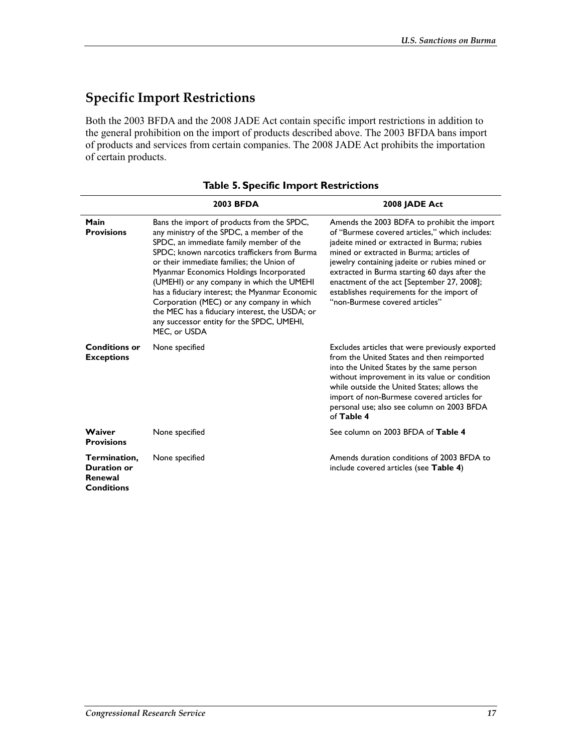## Specific Import Restrictions

Both the 2003 BFDA and the 2008 JADE Act contain specific import restrictions in addition to the general prohibition on the import of products described above. The 2003 BFDA bans import of products and services from certain companies. The 2008 JADE Act prohibits the importation of certain products.

**Table 5. Specific Import Restrictions**

| | 2003 BFDA | 2008 JADE Act |
|---|---|---|
| **Main Provisions** | Bans the import of products from the SPDC, any ministry of the SPDC, a member of the SPDC, an immediate family member of the SPDC; known narcotics traffickers from Burma or their immediate families; the Union of Myanmar Economics Holdings Incorporated (UMEHI) or any company in which the UMEHI has a fiduciary interest; the Myanmar Economic Corporation (MEC) or any company in which the MEC has a fiduciary interest, the USDA; or any successor entity for the SPDC, UMEHI, MEC, or USDA | Amends the 2003 BDFA to prohibit the import of "Burmese covered articles," which includes: jadeite mined or extracted in Burma; rubies mined or extracted in Burma; articles of jewelry containing jadeite or rubies mined or extracted in Burma starting 60 days after the enactment of the act [September 27, 2008]; establishes requirements for the import of "non-Burmese covered articles" |
| **Conditions or Exceptions** | None specified | Excludes articles that were previously exported from the United States and then reimported into the United States by the same person without improvement in its value or condition while outside the United States; allows the import of non-Burmese covered articles for personal use; also see column on 2003 BFDA of **Table 4** |
| **Waiver Provisions** | None specified | See column on 2003 BFDA of **Table 4** |
| **Termination, Duration or Renewal Conditions** | None specified | Amends duration conditions of 2003 BFDA to include covered articles (see **Table 4**) |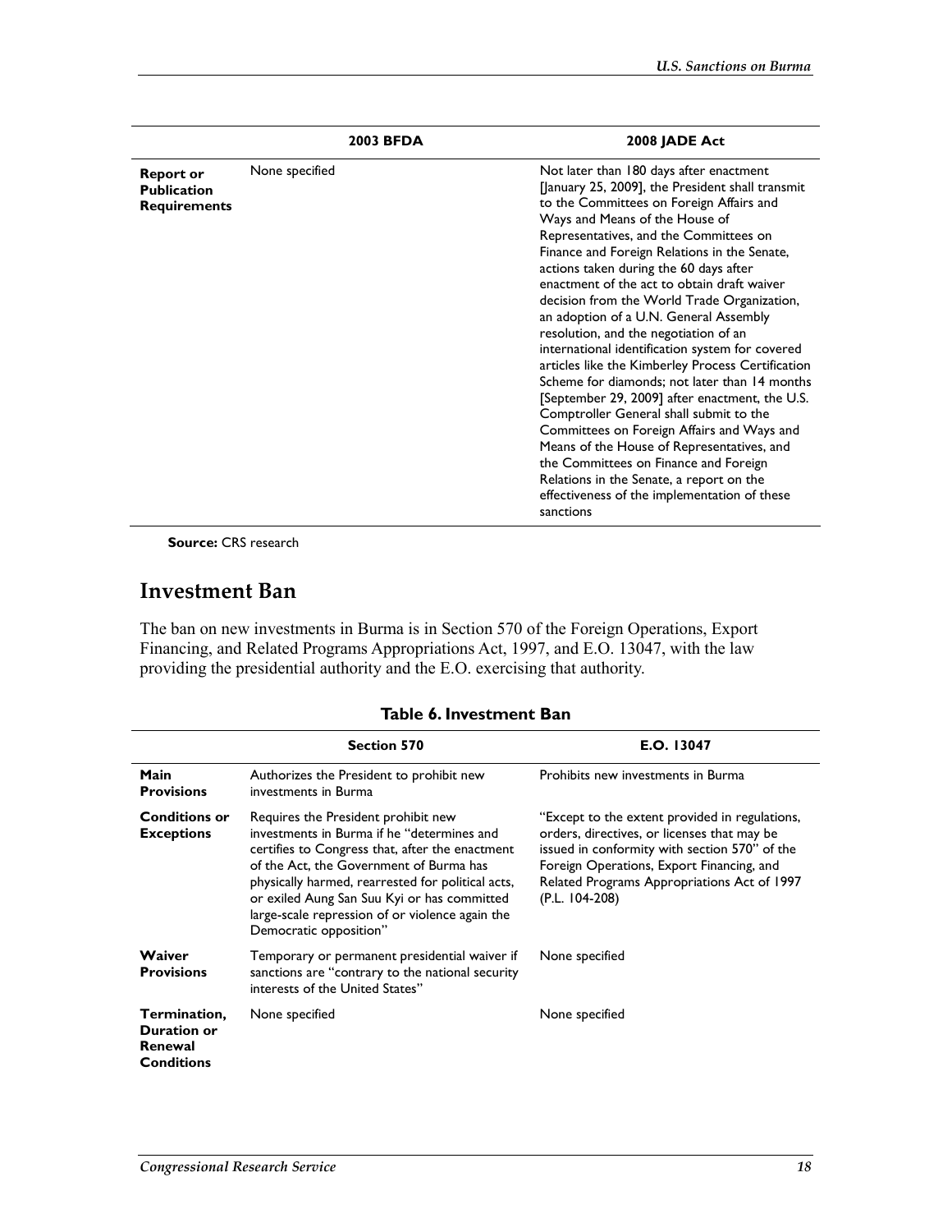| | 2003 BFDA | 2008 JADE Act |
|---|---|---|
| **Report or Publication Requirements** | None specified | Not later than 180 days after enactment [January 25, 2009], the President shall transmit to the Committees on Foreign Affairs and Ways and Means of the House of Representatives, and the Committees on Finance and Foreign Relations in the Senate, actions taken during the 60 days after enactment of the act to obtain draft waiver decision from the World Trade Organization, an adoption of a U.N. General Assembly resolution, and the negotiation of an international identification system for covered articles like the Kimberley Process Certification Scheme for diamonds; not later than 14 months [September 29, 2009] after enactment, the U.S. Comptroller General shall submit to the Committees on Foreign Affairs and Ways and Means of the House of Representatives, and the Committees on Finance and Foreign Relations in the Senate, a report on the effectiveness of the implementation of these sanctions |

**Source:** CRS research

## Investment Ban

The ban on new investments in Burma is in Section 570 of the Foreign Operations, Export Financing, and Related Programs Appropriations Act, 1997, and E.O. 13047, with the law providing the presidential authority and the E.O. exercising that authority.

**Table 6. Investment Ban**

| | Section 570 | E.O. 13047 |
|---|---|---|
| **Main Provisions** | Authorizes the President to prohibit new investments in Burma | Prohibits new investments in Burma |
| **Conditions or Exceptions** | Requires the President prohibit new investments in Burma if he "determines and certifies to Congress that, after the enactment of the Act, the Government of Burma has physically harmed, rearrested for political acts, or exiled Aung San Suu Kyi or has committed large-scale repression of or violence again the Democratic opposition" | "Except to the extent provided in regulations, orders, directives, or licenses that may be issued in conformity with section 570" of the Foreign Operations, Export Financing, and Related Programs Appropriations Act of 1997 (P.L. 104-208) |
| **Waiver Provisions** | Temporary or permanent presidential waiver if sanctions are "contrary to the national security interests of the United States" | None specified |
| **Termination, Duration or Renewal Conditions** | None specified | None specified |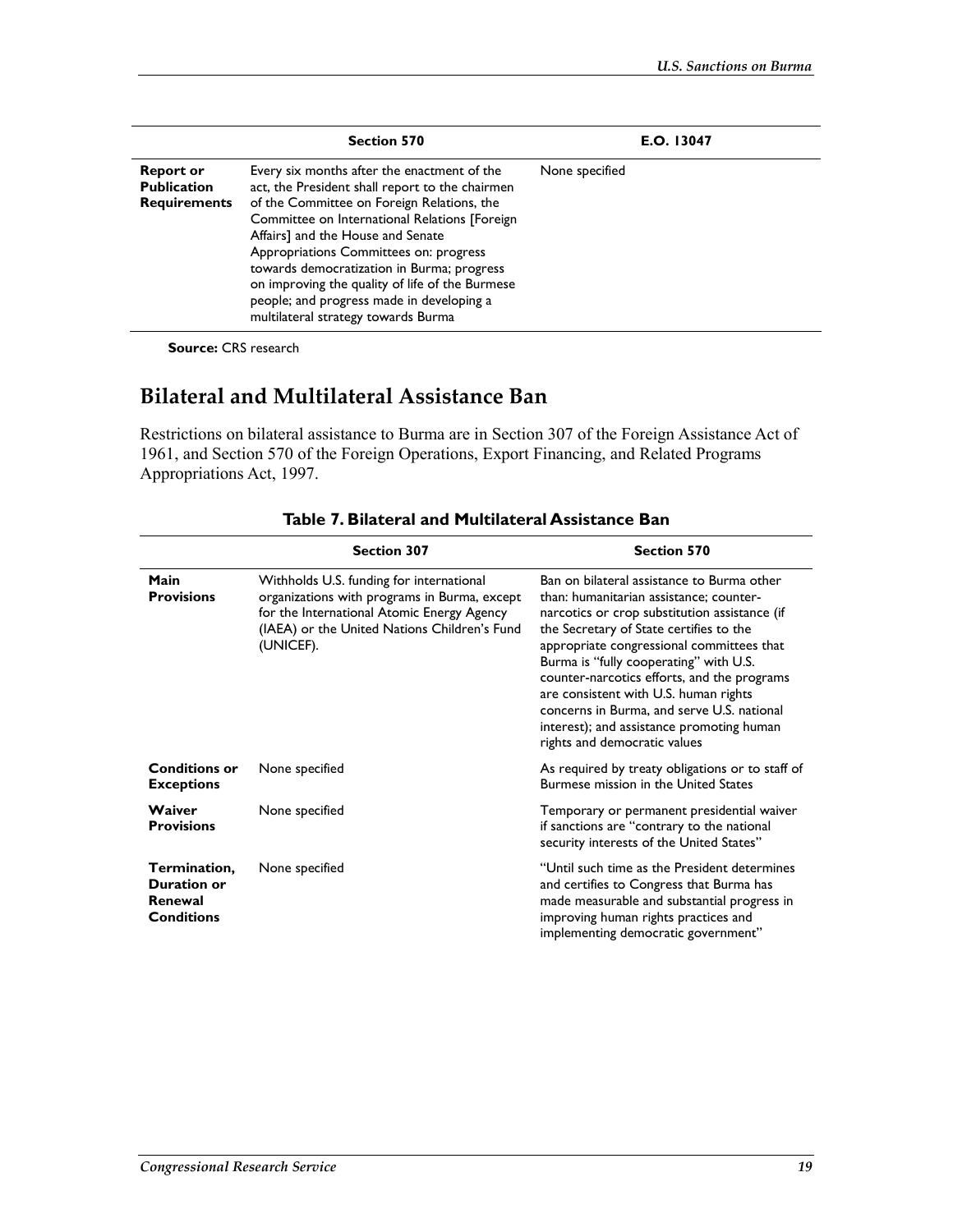| | Section 570 | E.O. 13047 |
|---|---|---|
| **Report or Publication Requirements** | Every six months after the enactment of the act, the President shall report to the chairmen of the Committee on Foreign Relations, the Committee on International Relations [Foreign Affairs] and the House and Senate Appropriations Committees on: progress towards democratization in Burma; progress on improving the quality of life of the Burmese people; and progress made in developing a multilateral strategy towards Burma | None specified |

**Source:** CRS research

## Bilateral and Multilateral Assistance Ban

Restrictions on bilateral assistance to Burma are in Section 307 of the Foreign Assistance Act of 1961, and Section 570 of the Foreign Operations, Export Financing, and Related Programs Appropriations Act, 1997.

**Table 7. Bilateral and Multilateral Assistance Ban**

| | Section 307 | Section 570 |
|---|---|---|
| **Main Provisions** | Withholds U.S. funding for international organizations with programs in Burma, except for the International Atomic Energy Agency (IAEA) or the United Nations Children's Fund (UNICEF). | Ban on bilateral assistance to Burma other than: humanitarian assistance; counter-narcotics or crop substitution assistance (if the Secretary of State certifies to the appropriate congressional committees that Burma is "fully cooperating" with U.S. counter-narcotics efforts, and the programs are consistent with U.S. human rights concerns in Burma, and serve U.S. national interest); and assistance promoting human rights and democratic values |
| **Conditions or Exceptions** | None specified | As required by treaty obligations or to staff of Burmese mission in the United States |
| **Waiver Provisions** | None specified | Temporary or permanent presidential waiver if sanctions are "contrary to the national security interests of the United States" |
| **Termination, Duration or Renewal Conditions** | None specified | "Until such time as the President determines and certifies to Congress that Burma has made measurable and substantial progress in improving human rights practices and implementing democratic government" |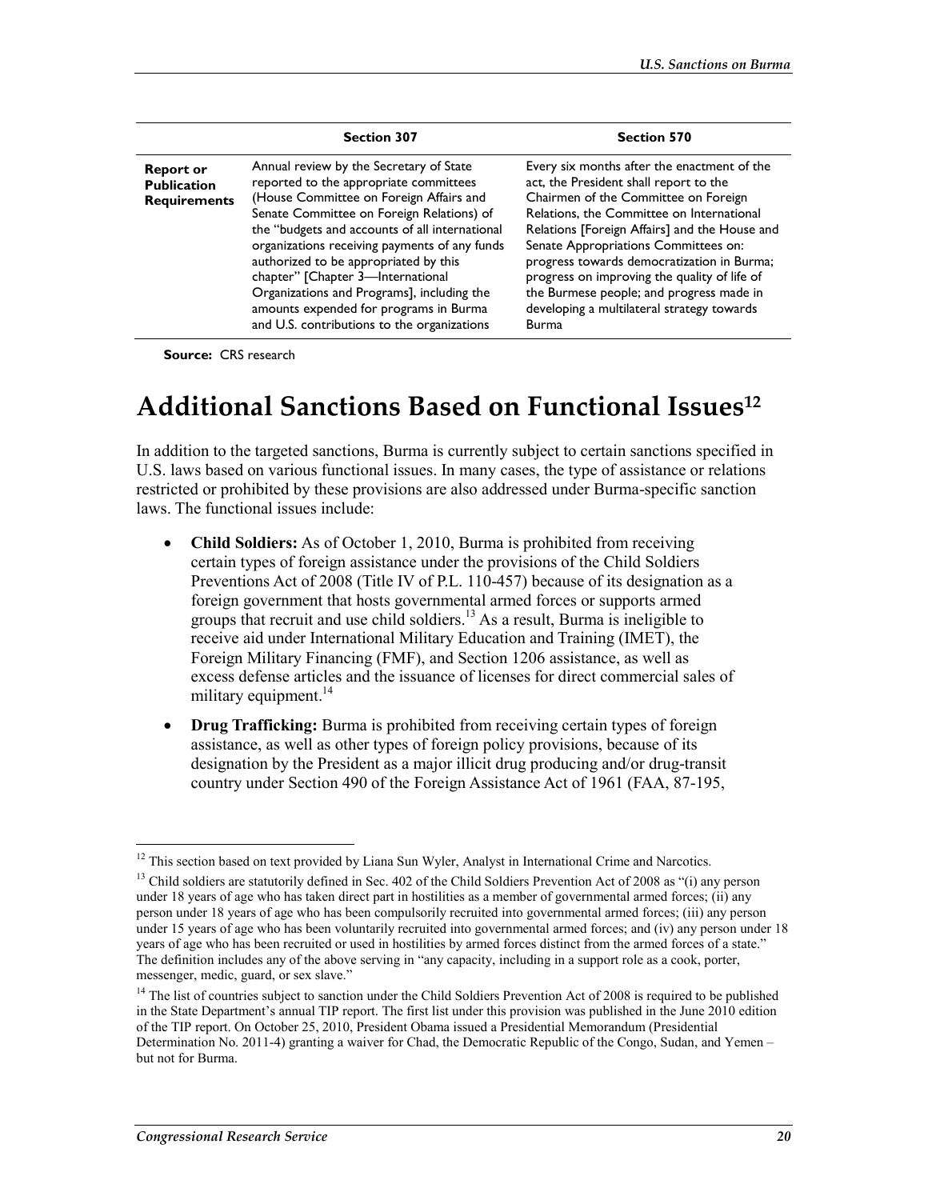| | Section 307 | Section 570 |
|---|---|---|
| **Report or Publication Requirements** | Annual review by the Secretary of State reported to the appropriate committees (House Committee on Foreign Affairs and Senate Committee on Foreign Relations) of the "budgets and accounts of all international organizations receiving payments of any funds authorized to be appropriated by this chapter" [Chapter 3—International Organizations and Programs], including the amounts expended for programs in Burma and U.S. contributions to the organizations | Every six months after the enactment of the act, the President shall report to the Chairmen of the Committee on Foreign Relations, the Committee on International Relations [Foreign Affairs] and the House and Senate Appropriations Committees on: progress towards democratization in Burma; progress on improving the quality of life of the Burmese people; and progress made in developing a multilateral strategy towards Burma |

**Source:** CRS research

# Additional Sanctions Based on Functional Issues[12]

In addition to the targeted sanctions, Burma is currently subject to certain sanctions specified in U.S. laws based on various functional issues. In many cases, the type of assistance or relations restricted or prohibited by these provisions are also addressed under Burma-specific sanction laws. The functional issues include:

- **Child Soldiers:** As of October 1, 2010, Burma is prohibited from receiving certain types of foreign assistance under the provisions of the Child Soldiers Preventions Act of 2008 (Title IV of P.L. 110-457) because of its designation as a foreign government that hosts governmental armed forces or supports armed groups that recruit and use child soldiers.[13] As a result, Burma is ineligible to receive aid under International Military Education and Training (IMET), the Foreign Military Financing (FMF), and Section 1206 assistance, as well as excess defense articles and the issuance of licenses for direct commercial sales of military equipment.[14]
- **Drug Trafficking:** Burma is prohibited from receiving certain types of foreign assistance, as well as other types of foreign policy provisions, because of its designation by the President as a major illicit drug producing and/or drug-transit country under Section 490 of the Foreign Assistance Act of 1961 (FAA, 87-195,

[12] This section based on text provided by Liana Sun Wyler, Analyst in International Crime and Narcotics.

[13] Child soldiers are statutorily defined in Sec. 402 of the Child Soldiers Prevention Act of 2008 as "(i) any person under 18 years of age who has taken direct part in hostilities as a member of governmental armed forces; (ii) any person under 18 years of age who has been compulsorily recruited into governmental armed forces; (iii) any person under 15 years of age who has been voluntarily recruited into governmental armed forces; and (iv) any person under 18 years of age who has been recruited or used in hostilities by armed forces distinct from the armed forces of a state." The definition includes any of the above serving in "any capacity, including in a support role as a cook, porter, messenger, medic, guard, or sex slave."

[14] The list of countries subject to sanction under the Child Soldiers Prevention Act of 2008 is required to be published in the State Department's annual TIP report. The first list under this provision was published in the June 2010 edition of the TIP report. On October 25, 2010, President Obama issued a Presidential Memorandum (Presidential Determination No. 2011-4) granting a waiver for Chad, the Democratic Republic of the Congo, Sudan, and Yemen – but not for Burma.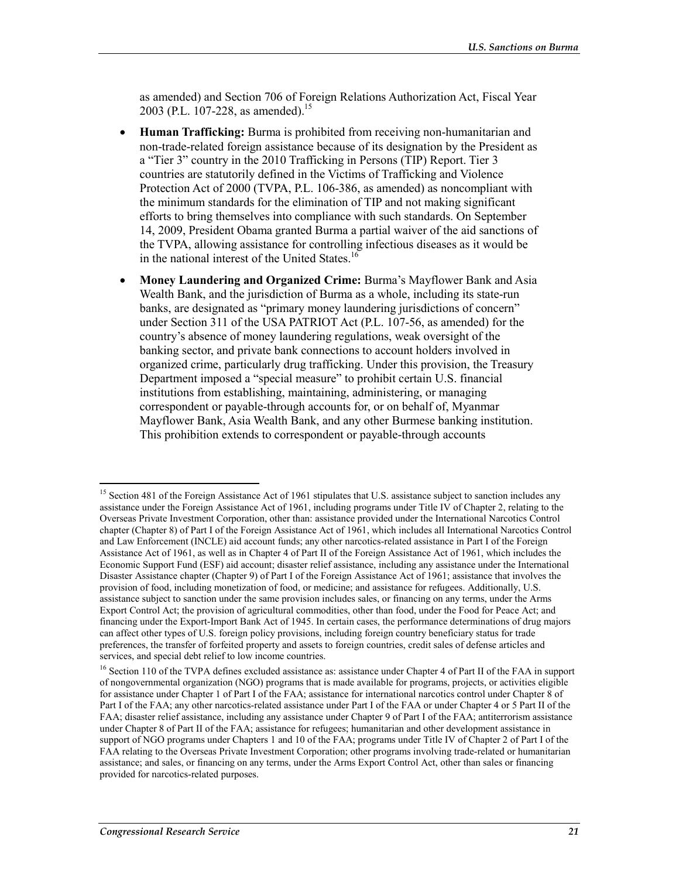as amended) and Section 706 of Foreign Relations Authorization Act, Fiscal Year 2003 (P.L. 107-228, as amended).[15]

- **Human Trafficking:** Burma is prohibited from receiving non-humanitarian and non-trade-related foreign assistance because of its designation by the President as a "Tier 3" country in the 2010 Trafficking in Persons (TIP) Report. Tier 3 countries are statutorily defined in the Victims of Trafficking and Violence Protection Act of 2000 (TVPA, P.L. 106-386, as amended) as noncompliant with the minimum standards for the elimination of TIP and not making significant efforts to bring themselves into compliance with such standards. On September 14, 2009, President Obama granted Burma a partial waiver of the aid sanctions of the TVPA, allowing assistance for controlling infectious diseases as it would be in the national interest of the United States.[16]
- **Money Laundering and Organized Crime:** Burma's Mayflower Bank and Asia Wealth Bank, and the jurisdiction of Burma as a whole, including its state-run banks, are designated as "primary money laundering jurisdictions of concern" under Section 311 of the USA PATRIOT Act (P.L. 107-56, as amended) for the country's absence of money laundering regulations, weak oversight of the banking sector, and private bank connections to account holders involved in organized crime, particularly drug trafficking. Under this provision, the Treasury Department imposed a "special measure" to prohibit certain U.S. financial institutions from establishing, maintaining, administering, or managing correspondent or payable-through accounts for, or on behalf of, Myanmar Mayflower Bank, Asia Wealth Bank, and any other Burmese banking institution. This prohibition extends to correspondent or payable-through accounts

---

[15] Section 481 of the Foreign Assistance Act of 1961 stipulates that U.S. assistance subject to sanction includes any assistance under the Foreign Assistance Act of 1961, including programs under Title IV of Chapter 2, relating to the Overseas Private Investment Corporation, other than: assistance provided under the International Narcotics Control chapter (Chapter 8) of Part I of the Foreign Assistance Act of 1961, which includes all International Narcotics Control and Law Enforcement (INCLE) aid account funds; any other narcotics-related assistance in Part I of the Foreign Assistance Act of 1961, as well as in Chapter 4 of Part II of the Foreign Assistance Act of 1961, which includes the Economic Support Fund (ESF) aid account; disaster relief assistance, including any assistance under the International Disaster Assistance chapter (Chapter 9) of Part I of the Foreign Assistance Act of 1961; assistance that involves the provision of food, including monetization of food, or medicine; and assistance for refugees. Additionally, U.S. assistance subject to sanction under the same provision includes sales, or financing on any terms, under the Arms Export Control Act; the provision of agricultural commodities, other than food, under the Food for Peace Act; and financing under the Export-Import Bank Act of 1945. In certain cases, the performance determinations of drug majors can affect other types of U.S. foreign policy provisions, including foreign country beneficiary status for trade preferences, the transfer of forfeited property and assets to foreign countries, credit sales of defense articles and services, and special debt relief to low income countries.

[16] Section 110 of the TVPA defines excluded assistance as: assistance under Chapter 4 of Part II of the FAA in support of nongovernmental organization (NGO) programs that is made available for programs, projects, or activities eligible for assistance under Chapter 1 of Part I of the FAA; assistance for international narcotics control under Chapter 8 of Part I of the FAA; any other narcotics-related assistance under Part I of the FAA or under Chapter 4 or 5 Part II of the FAA; disaster relief assistance, including any assistance under Chapter 9 of Part I of the FAA; antiterrorism assistance under Chapter 8 of Part II of the FAA; assistance for refugees; humanitarian and other development assistance in support of NGO programs under Chapters 1 and 10 of the FAA; programs under Title IV of Chapter 2 of Part I of the FAA relating to the Overseas Private Investment Corporation; other programs involving trade-related or humanitarian assistance; and sales, or financing on any terms, under the Arms Export Control Act, other than sales or financing provided for narcotics-related purposes.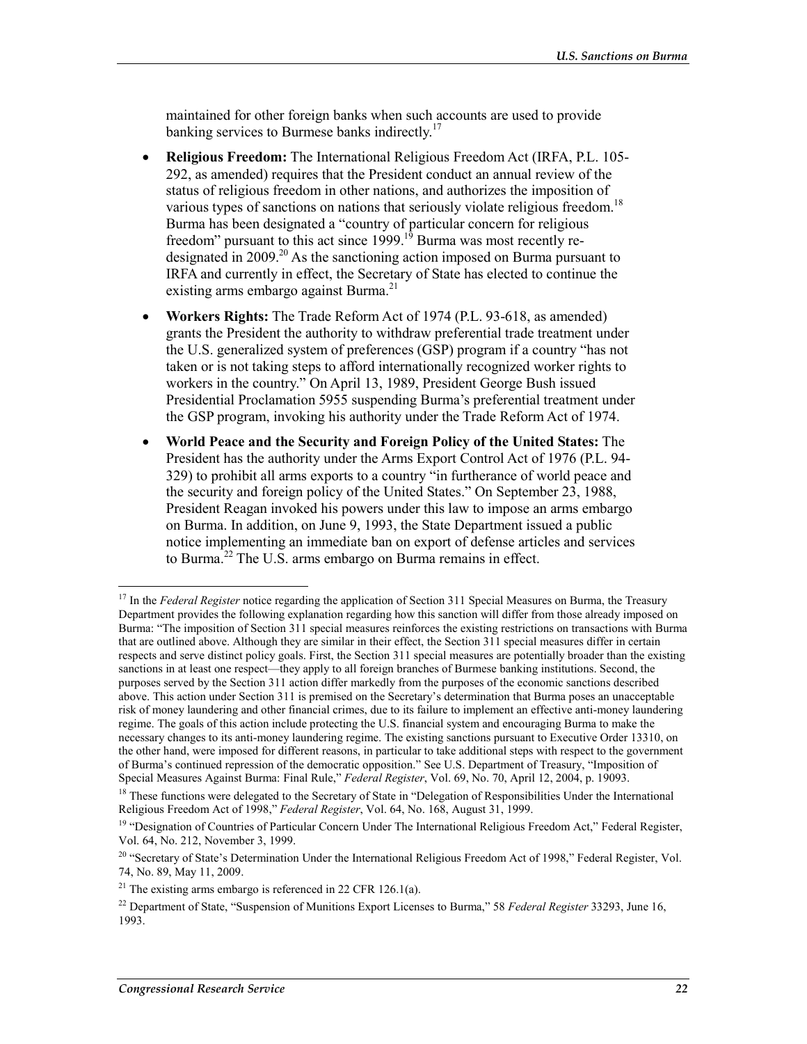maintained for other foreign banks when such accounts are used to provide banking services to Burmese banks indirectly.[17]

- **Religious Freedom:** The International Religious Freedom Act (IRFA, P.L. 105-292, as amended) requires that the President conduct an annual review of the status of religious freedom in other nations, and authorizes the imposition of various types of sanctions on nations that seriously violate religious freedom.[18] Burma has been designated a "country of particular concern for religious freedom" pursuant to this act since 1999.[19] Burma was most recently re-designated in 2009.[20] As the sanctioning action imposed on Burma pursuant to IRFA and currently in effect, the Secretary of State has elected to continue the existing arms embargo against Burma.[21]
- **Workers Rights:** The Trade Reform Act of 1974 (P.L. 93-618, as amended) grants the President the authority to withdraw preferential trade treatment under the U.S. generalized system of preferences (GSP) program if a country "has not taken or is not taking steps to afford internationally recognized worker rights to workers in the country." On April 13, 1989, President George Bush issued Presidential Proclamation 5955 suspending Burma's preferential treatment under the GSP program, invoking his authority under the Trade Reform Act of 1974.
- **World Peace and the Security and Foreign Policy of the United States:** The President has the authority under the Arms Export Control Act of 1976 (P.L. 94-329) to prohibit all arms exports to a country "in furtherance of world peace and the security and foreign policy of the United States." On September 23, 1988, President Reagan invoked his powers under this law to impose an arms embargo on Burma. In addition, on June 9, 1993, the State Department issued a public notice implementing an immediate ban on export of defense articles and services to Burma.[22] The U.S. arms embargo on Burma remains in effect.

---

[17] In the *Federal Register* notice regarding the application of Section 311 Special Measures on Burma, the Treasury Department provides the following explanation regarding how this sanction will differ from those already imposed on Burma: "The imposition of Section 311 special measures reinforces the existing restrictions on transactions with Burma that are outlined above. Although they are similar in their effect, the Section 311 special measures differ in certain respects and serve distinct policy goals. First, the Section 311 special measures are potentially broader than the existing sanctions in at least one respect—they apply to all foreign branches of Burmese banking institutions. Second, the purposes served by the Section 311 action differ markedly from the purposes of the economic sanctions described above. This action under Section 311 is premised on the Secretary's determination that Burma poses an unacceptable risk of money laundering and other financial crimes, due to its failure to implement an effective anti-money laundering regime. The goals of this action include protecting the U.S. financial system and encouraging Burma to make the necessary changes to its anti-money laundering regime. The existing sanctions pursuant to Executive Order 13310, on the other hand, were imposed for different reasons, in particular to take additional steps with respect to the government of Burma's continued repression of the democratic opposition." See U.S. Department of Treasury, "Imposition of Special Measures Against Burma: Final Rule," *Federal Register*, Vol. 69, No. 70, April 12, 2004, p. 19093.

[18] These functions were delegated to the Secretary of State in "Delegation of Responsibilities Under the International Religious Freedom Act of 1998," *Federal Register*, Vol. 64, No. 168, August 31, 1999.

[19] "Designation of Countries of Particular Concern Under The International Religious Freedom Act," Federal Register, Vol. 64, No. 212, November 3, 1999.

[20] "Secretary of State's Determination Under the International Religious Freedom Act of 1998," Federal Register, Vol. 74, No. 89, May 11, 2009.

[21] The existing arms embargo is referenced in 22 CFR 126.1(a).

[22] Department of State, "Suspension of Munitions Export Licenses to Burma," 58 *Federal Register* 33293, June 16, 1993.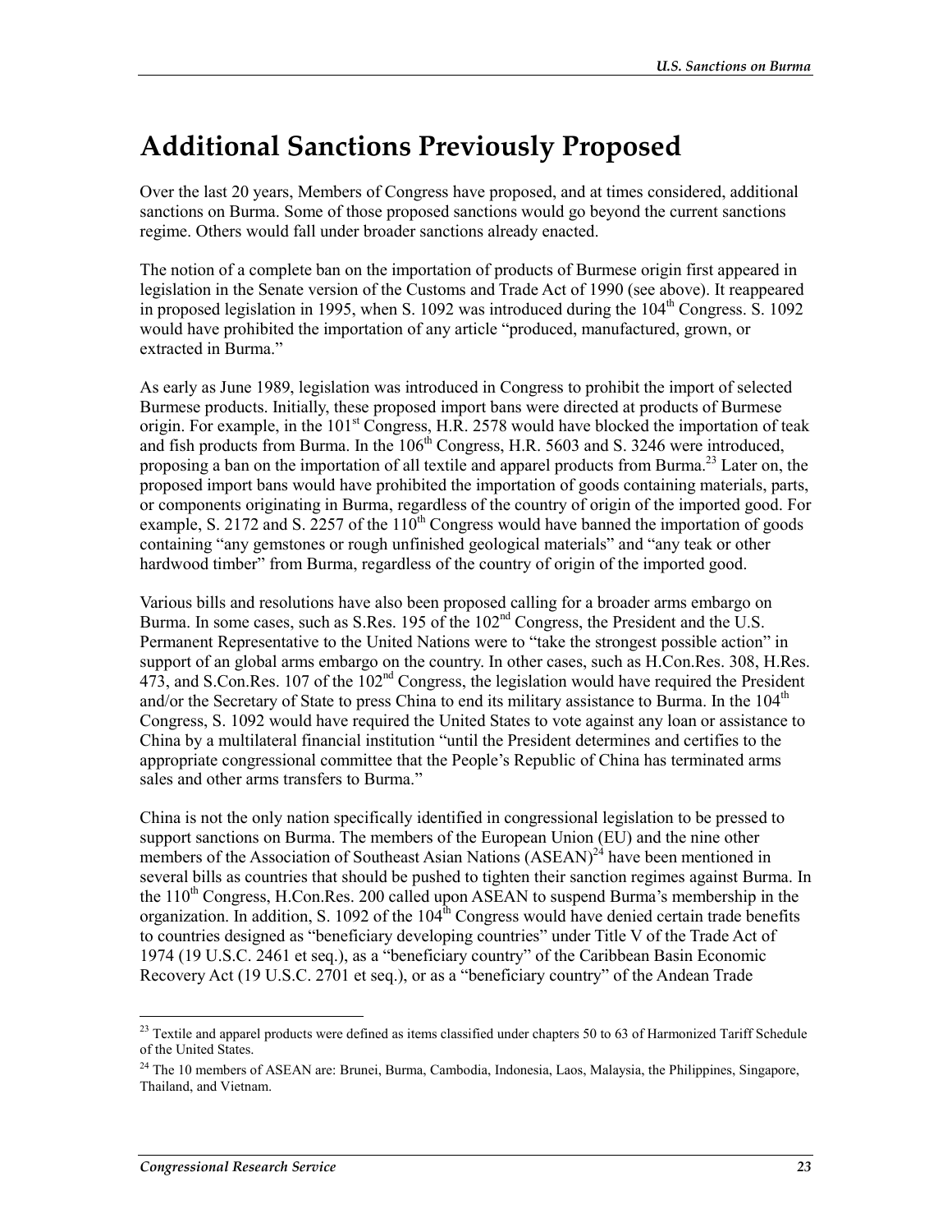# Additional Sanctions Previously Proposed

Over the last 20 years, Members of Congress have proposed, and at times considered, additional sanctions on Burma. Some of those proposed sanctions would go beyond the current sanctions regime. Others would fall under broader sanctions already enacted.

The notion of a complete ban on the importation of products of Burmese origin first appeared in legislation in the Senate version of the Customs and Trade Act of 1990 (see above). It reappeared in proposed legislation in 1995, when S. 1092 was introduced during the 104th Congress. S. 1092 would have prohibited the importation of any article "produced, manufactured, grown, or extracted in Burma."

As early as June 1989, legislation was introduced in Congress to prohibit the import of selected Burmese products. Initially, these proposed import bans were directed at products of Burmese origin. For example, in the 101st Congress, H.R. 2578 would have blocked the importation of teak and fish products from Burma. In the 106th Congress, H.R. 5603 and S. 3246 were introduced, proposing a ban on the importation of all textile and apparel products from Burma.[23] Later on, the proposed import bans would have prohibited the importation of goods containing materials, parts, or components originating in Burma, regardless of the country of origin of the imported good. For example, S. 2172 and S. 2257 of the 110th Congress would have banned the importation of goods containing "any gemstones or rough unfinished geological materials" and "any teak or other hardwood timber" from Burma, regardless of the country of origin of the imported good.

Various bills and resolutions have also been proposed calling for a broader arms embargo on Burma. In some cases, such as S.Res. 195 of the 102nd Congress, the President and the U.S. Permanent Representative to the United Nations were to "take the strongest possible action" in support of an global arms embargo on the country. In other cases, such as H.Con.Res. 308, H.Res. 473, and S.Con.Res. 107 of the 102nd Congress, the legislation would have required the President and/or the Secretary of State to press China to end its military assistance to Burma. In the 104th Congress, S. 1092 would have required the United States to vote against any loan or assistance to China by a multilateral financial institution "until the President determines and certifies to the appropriate congressional committee that the People's Republic of China has terminated arms sales and other arms transfers to Burma."

China is not the only nation specifically identified in congressional legislation to be pressed to support sanctions on Burma. The members of the European Union (EU) and the nine other members of the Association of Southeast Asian Nations (ASEAN)[24] have been mentioned in several bills as countries that should be pushed to tighten their sanction regimes against Burma. In the 110th Congress, H.Con.Res. 200 called upon ASEAN to suspend Burma's membership in the organization. In addition, S. 1092 of the 104th Congress would have denied certain trade benefits to countries designed as "beneficiary developing countries" under Title V of the Trade Act of 1974 (19 U.S.C. 2461 et seq.), as a "beneficiary country" of the Caribbean Basin Economic Recovery Act (19 U.S.C. 2701 et seq.), or as a "beneficiary country" of the Andean Trade

[23] Textile and apparel products were defined as items classified under chapters 50 to 63 of Harmonized Tariff Schedule of the United States.

[24] The 10 members of ASEAN are: Brunei, Burma, Cambodia, Indonesia, Laos, Malaysia, the Philippines, Singapore, Thailand, and Vietnam.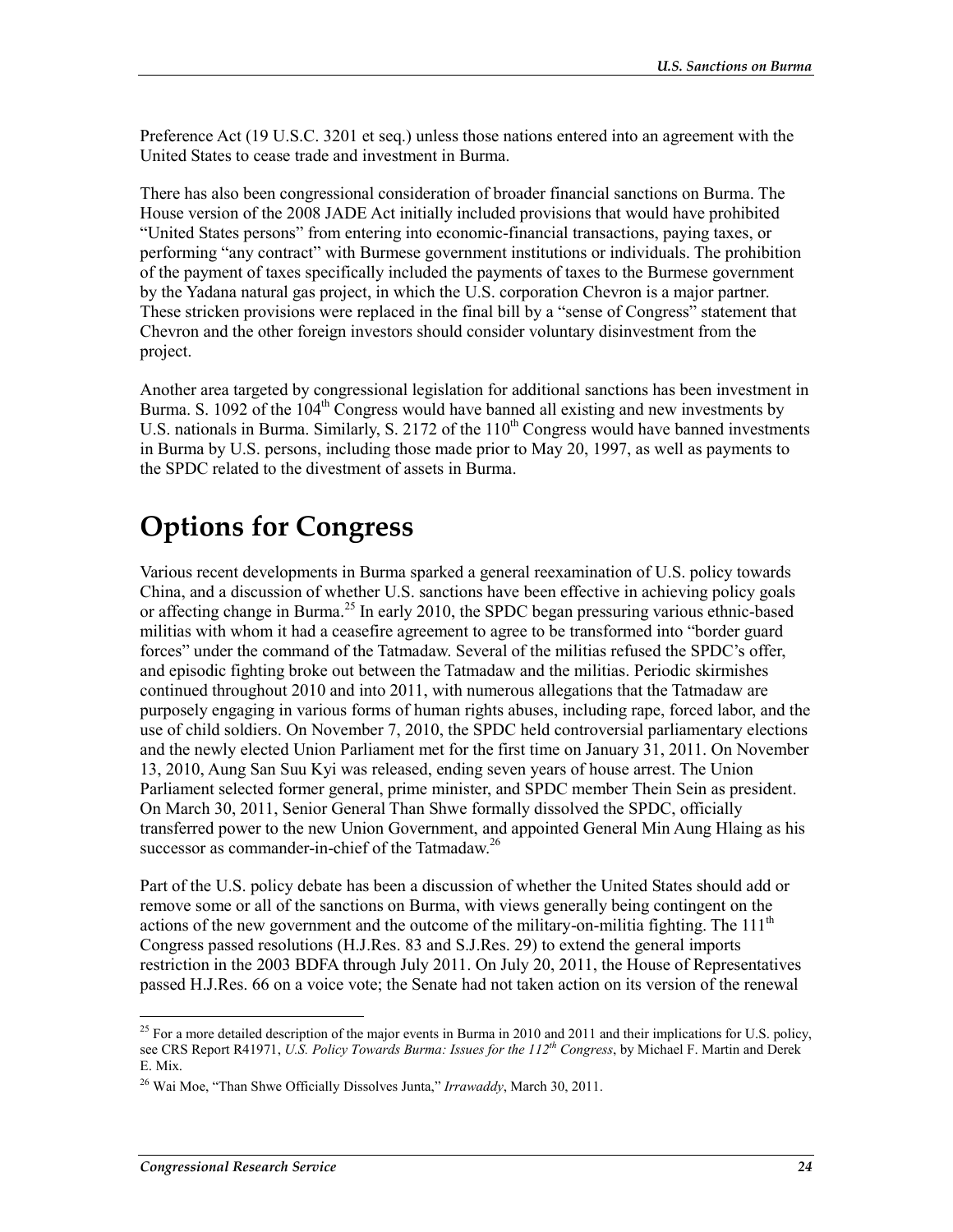Preference Act (19 U.S.C. 3201 et seq.) unless those nations entered into an agreement with the United States to cease trade and investment in Burma.

There has also been congressional consideration of broader financial sanctions on Burma. The House version of the 2008 JADE Act initially included provisions that would have prohibited "United States persons" from entering into economic-financial transactions, paying taxes, or performing "any contract" with Burmese government institutions or individuals. The prohibition of the payment of taxes specifically included the payments of taxes to the Burmese government by the Yadana natural gas project, in which the U.S. corporation Chevron is a major partner. These stricken provisions were replaced in the final bill by a "sense of Congress" statement that Chevron and the other foreign investors should consider voluntary disinvestment from the project.

Another area targeted by congressional legislation for additional sanctions has been investment in Burma. S. 1092 of the 104th Congress would have banned all existing and new investments by U.S. nationals in Burma. Similarly, S. 2172 of the 110th Congress would have banned investments in Burma by U.S. persons, including those made prior to May 20, 1997, as well as payments to the SPDC related to the divestment of assets in Burma.

# Options for Congress

Various recent developments in Burma sparked a general reexamination of U.S. policy towards China, and a discussion of whether U.S. sanctions have been effective in achieving policy goals or affecting change in Burma.[25] In early 2010, the SPDC began pressuring various ethnic-based militias with whom it had a ceasefire agreement to agree to be transformed into "border guard forces" under the command of the Tatmadaw. Several of the militias refused the SPDC's offer, and episodic fighting broke out between the Tatmadaw and the militias. Periodic skirmishes continued throughout 2010 and into 2011, with numerous allegations that the Tatmadaw are purposely engaging in various forms of human rights abuses, including rape, forced labor, and the use of child soldiers. On November 7, 2010, the SPDC held controversial parliamentary elections and the newly elected Union Parliament met for the first time on January 31, 2011. On November 13, 2010, Aung San Suu Kyi was released, ending seven years of house arrest. The Union Parliament selected former general, prime minister, and SPDC member Thein Sein as president. On March 30, 2011, Senior General Than Shwe formally dissolved the SPDC, officially transferred power to the new Union Government, and appointed General Min Aung Hlaing as his successor as commander-in-chief of the Tatmadaw.[26]

Part of the U.S. policy debate has been a discussion of whether the United States should add or remove some or all of the sanctions on Burma, with views generally being contingent on the actions of the new government and the outcome of the military-on-militia fighting. The 111th Congress passed resolutions (H.J.Res. 83 and S.J.Res. 29) to extend the general imports restriction in the 2003 BDFA through July 2011. On July 20, 2011, the House of Representatives passed H.J.Res. 66 on a voice vote; the Senate had not taken action on its version of the renewal

---

[25] For a more detailed description of the major events in Burma in 2010 and 2011 and their implications for U.S. policy, see CRS Report R41971, *U.S. Policy Towards Burma: Issues for the 112th Congress*, by Michael F. Martin and Derek E. Mix.

[26] Wai Moe, "Than Shwe Officially Dissolves Junta," *Irrawaddy*, March 30, 2011.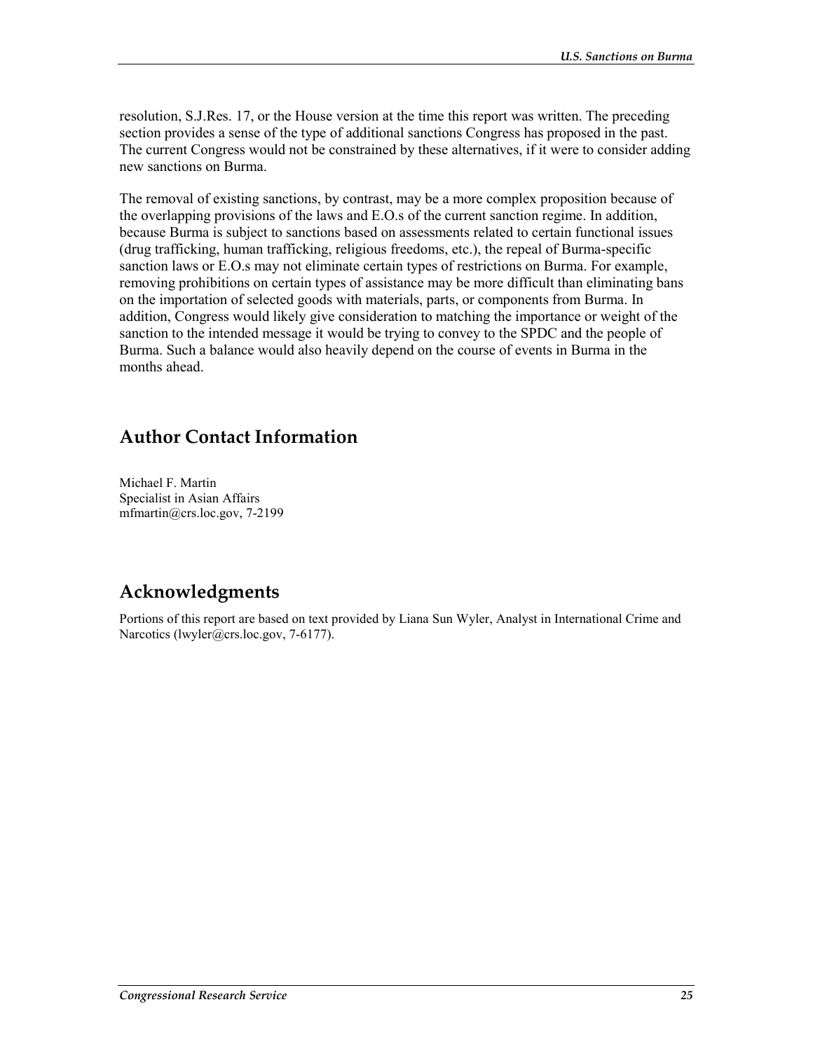resolution, S.J.Res. 17, or the House version at the time this report was written. The preceding section provides a sense of the type of additional sanctions Congress has proposed in the past. The current Congress would not be constrained by these alternatives, if it were to consider adding new sanctions on Burma.

The removal of existing sanctions, by contrast, may be a more complex proposition because of the overlapping provisions of the laws and E.O.s of the current sanction regime. In addition, because Burma is subject to sanctions based on assessments related to certain functional issues (drug trafficking, human trafficking, religious freedoms, etc.), the repeal of Burma-specific sanction laws or E.O.s may not eliminate certain types of restrictions on Burma. For example, removing prohibitions on certain types of assistance may be more difficult than eliminating bans on the importation of selected goods with materials, parts, or components from Burma. In addition, Congress would likely give consideration to matching the importance or weight of the sanction to the intended message it would be trying to convey to the SPDC and the people of Burma. Such a balance would also heavily depend on the course of events in Burma in the months ahead.

## Author Contact Information

Michael F. Martin
Specialist in Asian Affairs
mfmartin@crs.loc.gov, 7-2199

## Acknowledgments

Portions of this report are based on text provided by Liana Sun Wyler, Analyst in International Crime and Narcotics (lwyler@crs.loc.gov, 7-6177).